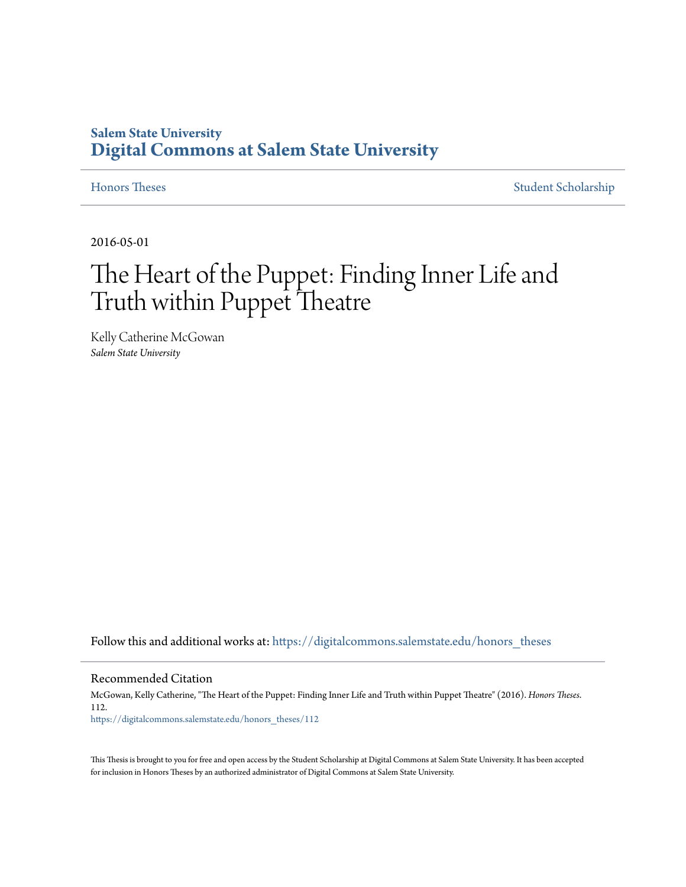**Salem State University**
**Digital Commons at Salem State University**

Honors Theses | Student Scholarship

2016-05-01

# The Heart of the Puppet: Finding Inner Life and Truth within Puppet Theatre

Kelly Catherine McGowan
*Salem State University*

Follow this and additional works at: https://digitalcommons.salemstate.edu/honors_theses

## Recommended Citation

McGowan, Kelly Catherine, "The Heart of the Puppet: Finding Inner Life and Truth within Puppet Theatre" (2016). *Honors Theses*. 112.
https://digitalcommons.salemstate.edu/honors_theses/112

This Thesis is brought to you for free and open access by the Student Scholarship at Digital Commons at Salem State University. It has been accepted for inclusion in Honors Theses by an authorized administrator of Digital Commons at Salem State University.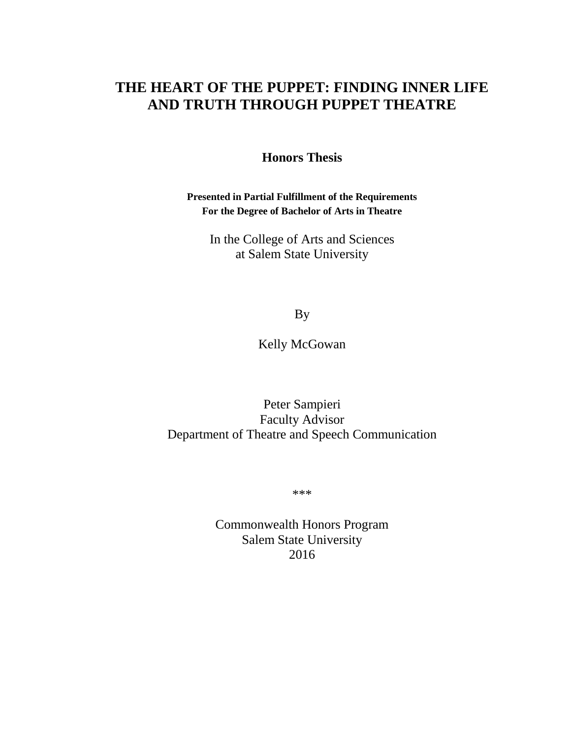# THE HEART OF THE PUPPET: FINDING INNER LIFE AND TRUTH THROUGH PUPPET THEATRE

**Honors Thesis**

**Presented in Partial Fulfillment of the Requirements**
**For the Degree of Bachelor of Arts in Theatre**

In the College of Arts and Sciences
at Salem State University

By

Kelly McGowan

Peter Sampieri
Faculty Advisor
Department of Theatre and Speech Communication

***

Commonwealth Honors Program
Salem State University
2016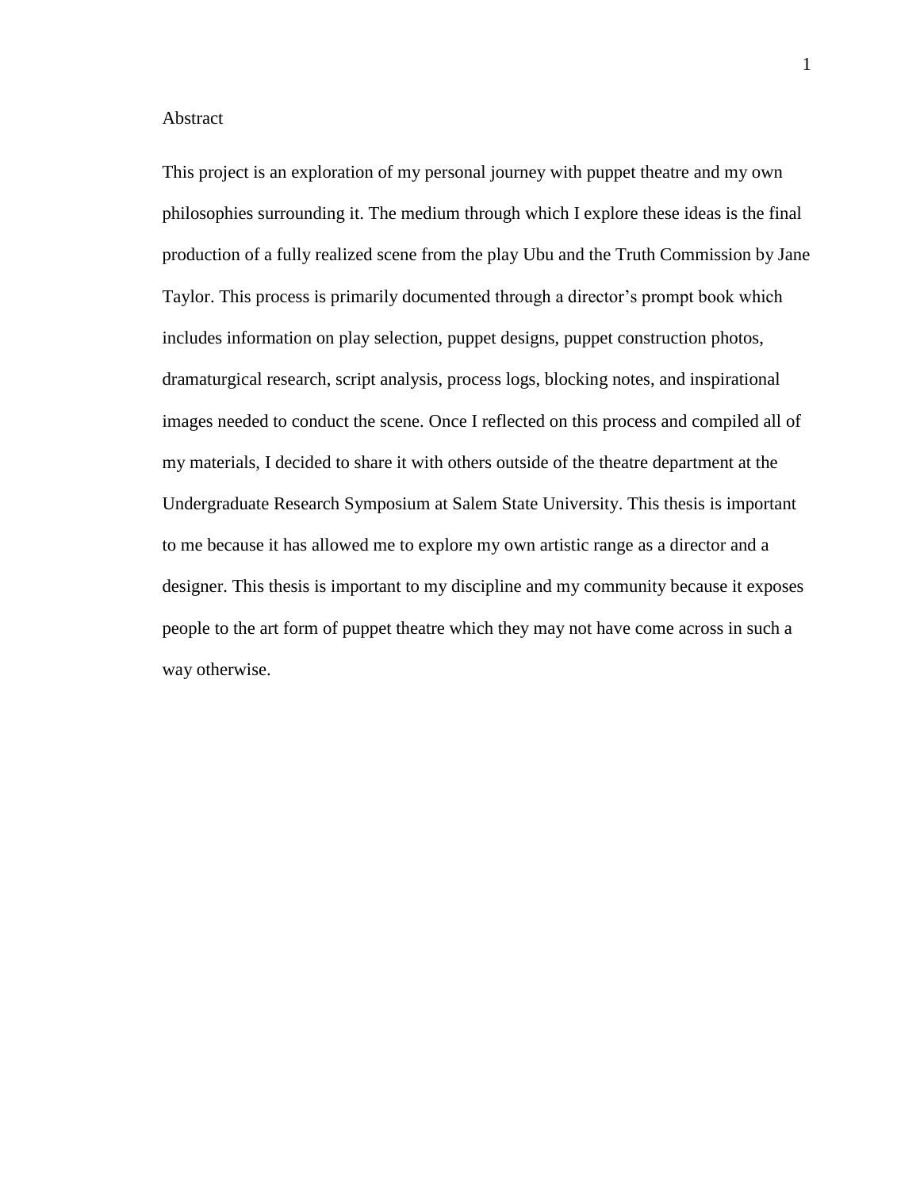# Abstract

This project is an exploration of my personal journey with puppet theatre and my own philosophies surrounding it. The medium through which I explore these ideas is the final production of a fully realized scene from the play Ubu and the Truth Commission by Jane Taylor. This process is primarily documented through a director's prompt book which includes information on play selection, puppet designs, puppet construction photos, dramaturgical research, script analysis, process logs, blocking notes, and inspirational images needed to conduct the scene. Once I reflected on this process and compiled all of my materials, I decided to share it with others outside of the theatre department at the Undergraduate Research Symposium at Salem State University. This thesis is important to me because it has allowed me to explore my own artistic range as a director and a designer. This thesis is important to my discipline and my community because it exposes people to the art form of puppet theatre which they may not have come across in such a way otherwise.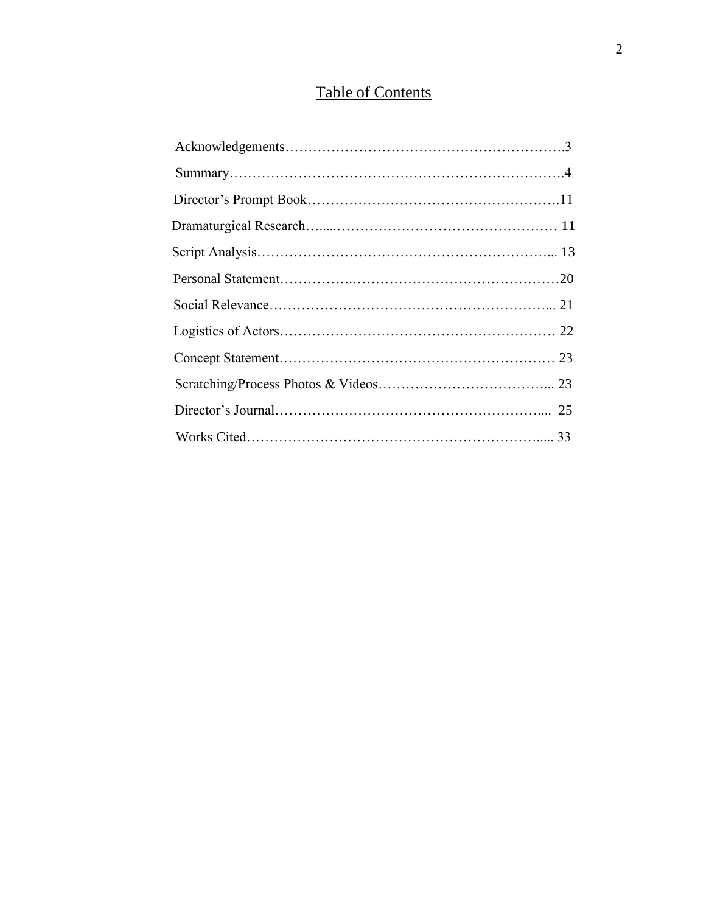# Table of Contents

Acknowledgements……………………………………………………….3

Summary……………………………………………………………….4

Director's Prompt Book……………………………………………….11

Dramaturgical Research…....…………………………………………… 11

Script Analysis…………………………………………………….... 13

Personal Statement……………………………………………………20

Social Relevance……………………………………………………... 21

Logistics of Actors…………………………………………………… 22

Concept Statement…………………………………………………… 23

Scratching/Process Photos & Videos……………………………….... 23

Director's Journal…………………………………………………....  25

Works Cited……………………………………………………….... 33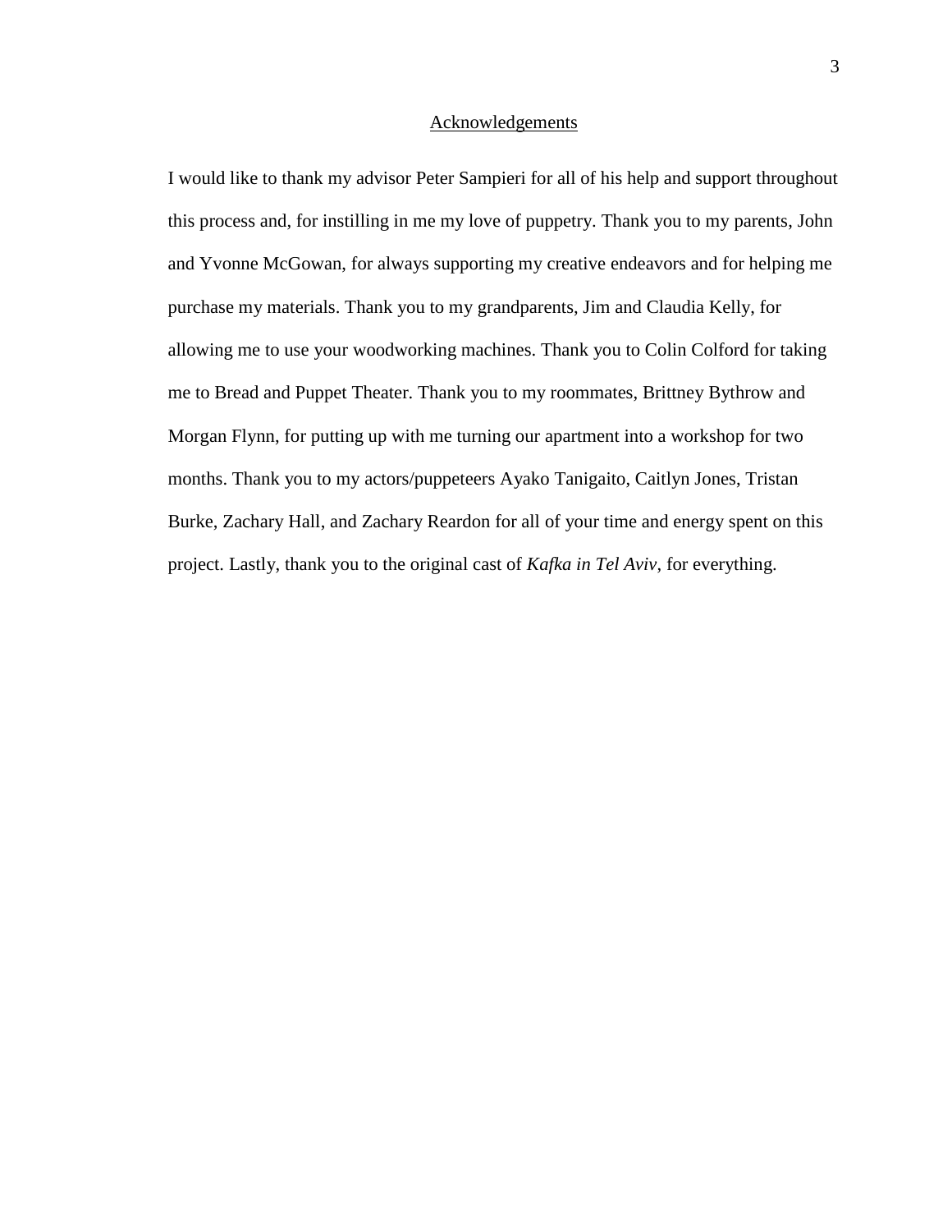## Acknowledgements

I would like to thank my advisor Peter Sampieri for all of his help and support throughout this process and, for instilling in me my love of puppetry. Thank you to my parents, John and Yvonne McGowan, for always supporting my creative endeavors and for helping me purchase my materials. Thank you to my grandparents, Jim and Claudia Kelly, for allowing me to use your woodworking machines. Thank you to Colin Colford for taking me to Bread and Puppet Theater. Thank you to my roommates, Brittney Bythrow and Morgan Flynn, for putting up with me turning our apartment into a workshop for two months. Thank you to my actors/puppeteers Ayako Tanigaito, Caitlyn Jones, Tristan Burke, Zachary Hall, and Zachary Reardon for all of your time and energy spent on this project. Lastly, thank you to the original cast of *Kafka in Tel Aviv*, for everything.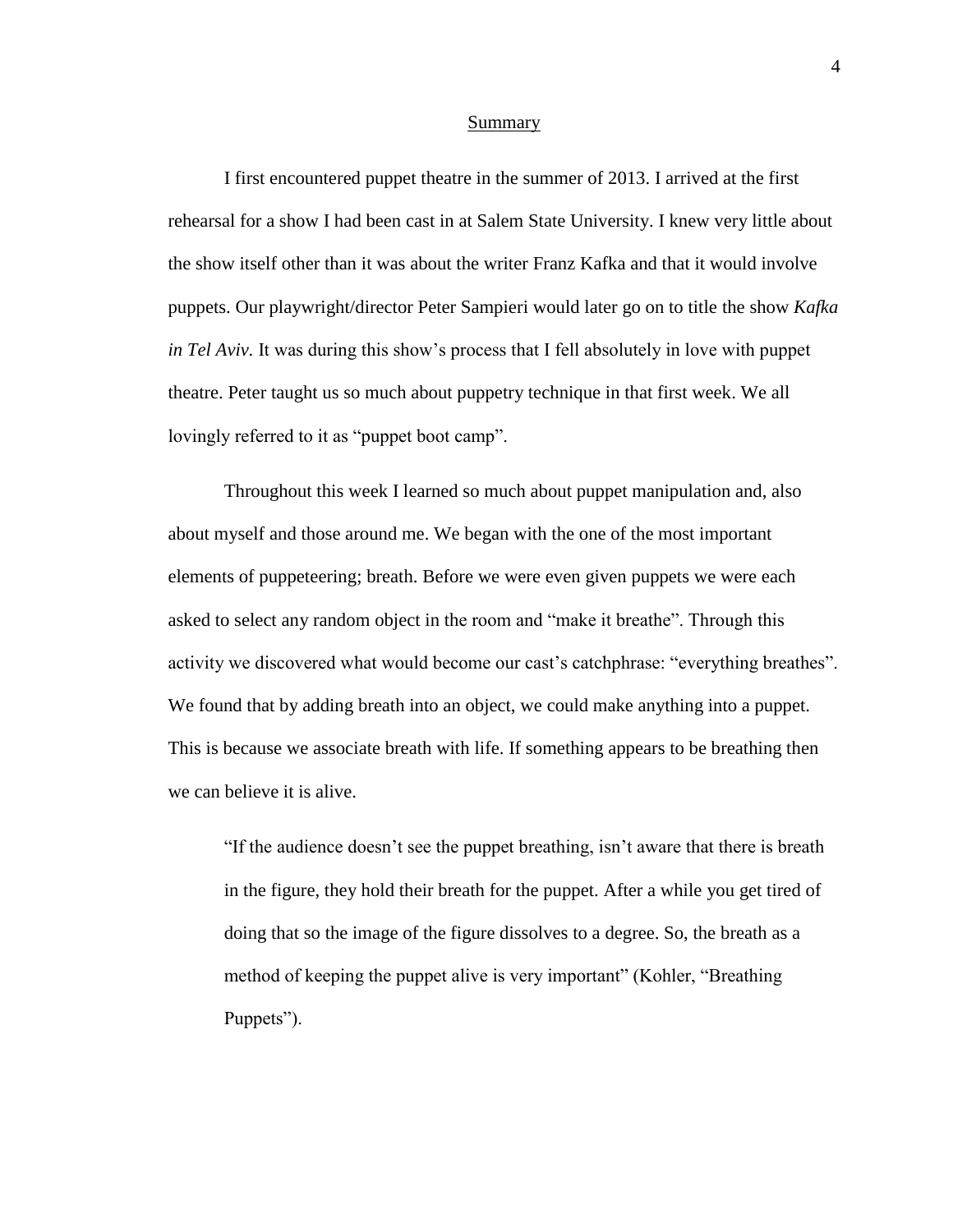## Summary

I first encountered puppet theatre in the summer of 2013. I arrived at the first rehearsal for a show I had been cast in at Salem State University. I knew very little about the show itself other than it was about the writer Franz Kafka and that it would involve puppets. Our playwright/director Peter Sampieri would later go on to title the show *Kafka in Tel Aviv.* It was during this show's process that I fell absolutely in love with puppet theatre. Peter taught us so much about puppetry technique in that first week. We all lovingly referred to it as "puppet boot camp".

Throughout this week I learned so much about puppet manipulation and, also about myself and those around me. We began with the one of the most important elements of puppeteering; breath. Before we were even given puppets we were each asked to select any random object in the room and "make it breathe". Through this activity we discovered what would become our cast's catchphrase: "everything breathes". We found that by adding breath into an object, we could make anything into a puppet. This is because we associate breath with life. If something appears to be breathing then we can believe it is alive.

> "If the audience doesn't see the puppet breathing, isn't aware that there is breath in the figure, they hold their breath for the puppet. After a while you get tired of doing that so the image of the figure dissolves to a degree. So, the breath as a method of keeping the puppet alive is very important" (Kohler, "Breathing Puppets").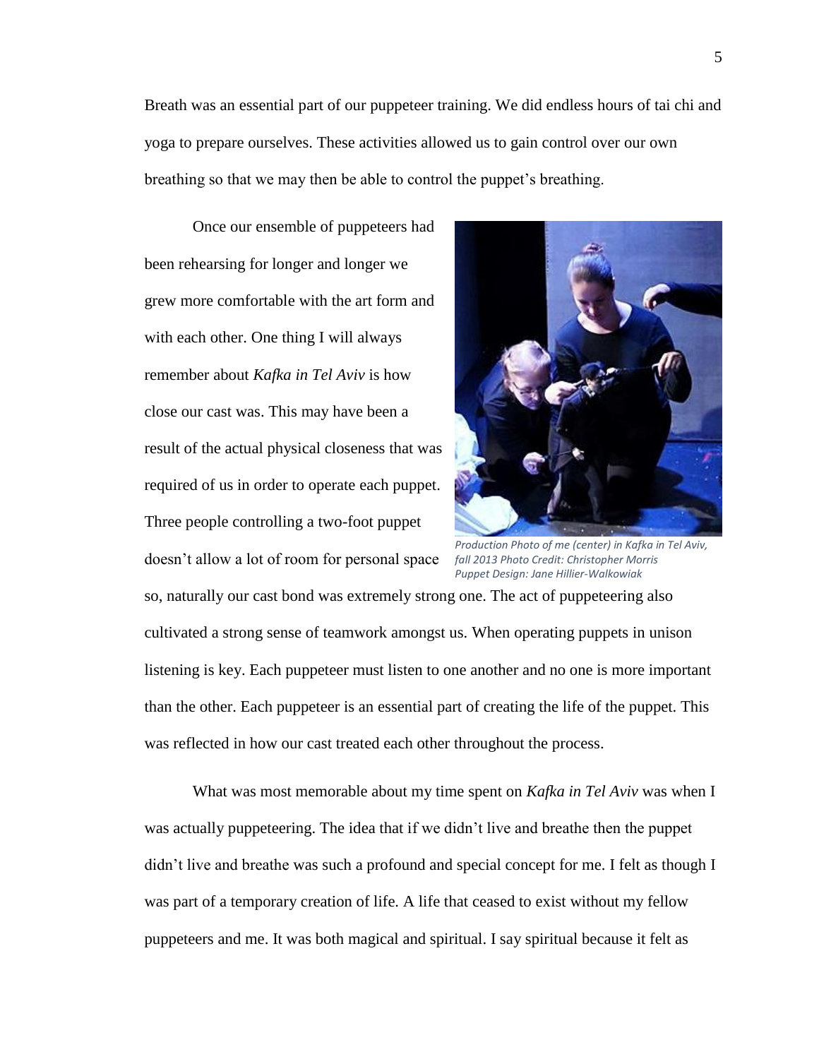Breath was an essential part of our puppeteer training. We did endless hours of tai chi and yoga to prepare ourselves. These activities allowed us to gain control over our own breathing so that we may then be able to control the puppet's breathing.

Once our ensemble of puppeteers had been rehearsing for longer and longer we grew more comfortable with the art form and with each other. One thing I will always remember about *Kafka in Tel Aviv* is how close our cast was. This may have been a result of the actual physical closeness that was required of us in order to operate each puppet. Three people controlling a two-foot puppet doesn't allow a lot of room for personal space so, naturally our cast bond was extremely strong one. The act of puppeteering also cultivated a strong sense of teamwork amongst us. When operating puppets in unison listening is key. Each puppeteer must listen to one another and no one is more important than the other. Each puppeteer is an essential part of creating the life of the puppet. This was reflected in how our cast treated each other throughout the process.

*Production Photo of me (center) in Kafka in Tel Aviv, fall 2013 Photo Credit: Christopher Morris Puppet Design: Jane Hillier-Walkowiak*

What was most memorable about my time spent on *Kafka in Tel Aviv* was when I was actually puppeteering. The idea that if we didn't live and breathe then the puppet didn't live and breathe was such a profound and special concept for me. I felt as though I was part of a temporary creation of life. A life that ceased to exist without my fellow puppeteers and me. It was both magical and spiritual. I say spiritual because it felt as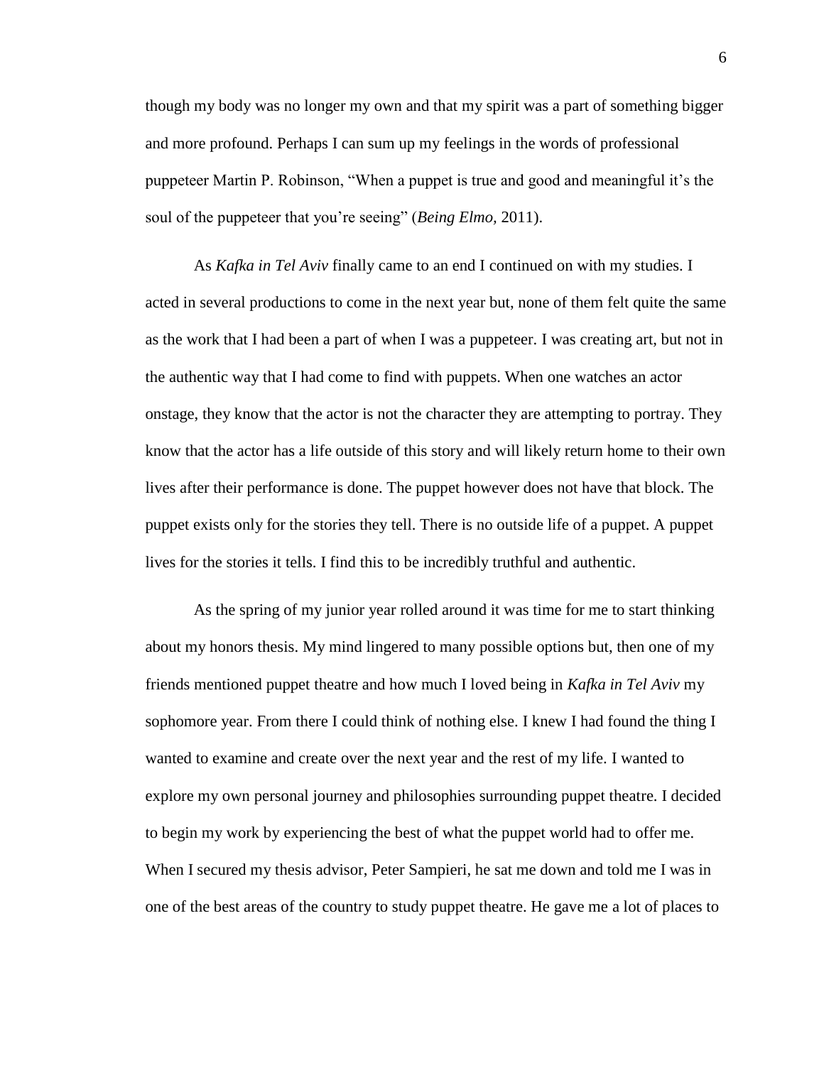though my body was no longer my own and that my spirit was a part of something bigger and more profound. Perhaps I can sum up my feelings in the words of professional puppeteer Martin P. Robinson, "When a puppet is true and good and meaningful it's the soul of the puppeteer that you're seeing" (*Being Elmo,* 2011).

As *Kafka in Tel Aviv* finally came to an end I continued on with my studies. I acted in several productions to come in the next year but, none of them felt quite the same as the work that I had been a part of when I was a puppeteer. I was creating art, but not in the authentic way that I had come to find with puppets. When one watches an actor onstage, they know that the actor is not the character they are attempting to portray. They know that the actor has a life outside of this story and will likely return home to their own lives after their performance is done. The puppet however does not have that block. The puppet exists only for the stories they tell. There is no outside life of a puppet. A puppet lives for the stories it tells. I find this to be incredibly truthful and authentic.

As the spring of my junior year rolled around it was time for me to start thinking about my honors thesis. My mind lingered to many possible options but, then one of my friends mentioned puppet theatre and how much I loved being in *Kafka in Tel Aviv* my sophomore year. From there I could think of nothing else. I knew I had found the thing I wanted to examine and create over the next year and the rest of my life. I wanted to explore my own personal journey and philosophies surrounding puppet theatre. I decided to begin my work by experiencing the best of what the puppet world had to offer me. When I secured my thesis advisor, Peter Sampieri, he sat me down and told me I was in one of the best areas of the country to study puppet theatre. He gave me a lot of places to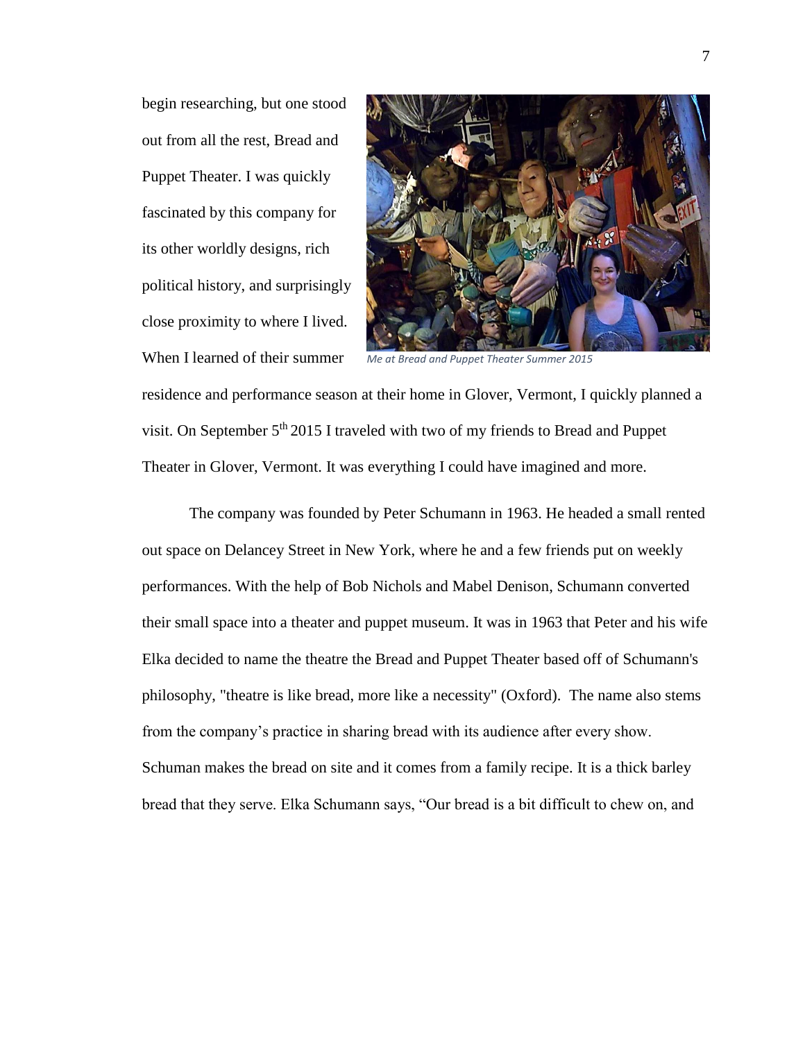begin researching, but one stood out from all the rest, Bread and Puppet Theater. I was quickly fascinated by this company for its other worldly designs, rich political history, and surprisingly close proximity to where I lived. When I learned of their summer residence and performance season at their home in Glover, Vermont, I quickly planned a visit. On September 5th 2015 I traveled with two of my friends to Bread and Puppet Theater in Glover, Vermont. It was everything I could have imagined and more.

*Me at Bread and Puppet Theater Summer 2015*

The company was founded by Peter Schumann in 1963. He headed a small rented out space on Delancey Street in New York, where he and a few friends put on weekly performances. With the help of Bob Nichols and Mabel Denison, Schumann converted their small space into a theater and puppet museum. It was in 1963 that Peter and his wife Elka decided to name the theatre the Bread and Puppet Theater based off of Schumann's philosophy, "theatre is like bread, more like a necessity" (Oxford). The name also stems from the company's practice in sharing bread with its audience after every show. Schuman makes the bread on site and it comes from a family recipe. It is a thick barley bread that they serve. Elka Schumann says, "Our bread is a bit difficult to chew on, and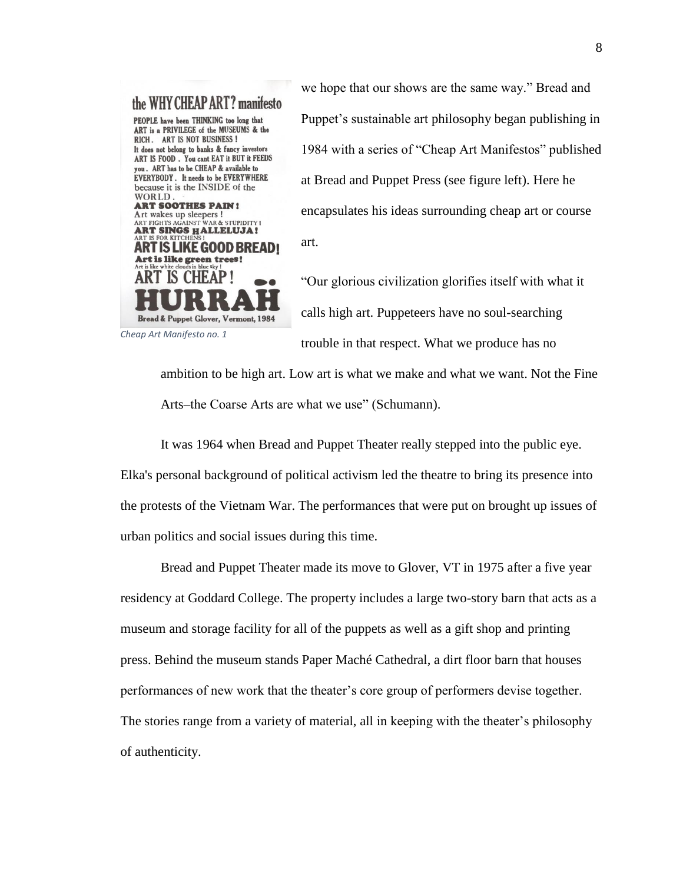the WHY CHEAP ART? manifesto

PEOPLE have been THINKING too long that ART is a PRIVILEGE of the MUSEUMS & the RICH. ART IS NOT BUSINESS! It does not belong to banks & fancy investors ART IS FOOD. You cant EAT it BUT it FEEDS you. ART has to be CHEAP & available to EVERYBODY. It needs to be EVERYWHERE because it is the INSIDE of the WORLD.
ART SOOTHES PAIN!
Art wakes up sleepers!
ART FIGHTS AGAINST WAR & STUPIDITY!
ART SINGS HALLELUJA!
ART IS FOR KITCHENS!
ART IS LIKE GOOD BREAD!
Art is like green trees!
Art is like white clouds in blue sky!
ART IS CHEAP!
HURRAH
Bread & Puppet Glover, Vermont, 1984

*Cheap Art Manifesto no. 1*

we hope that our shows are the same way." Bread and Puppet's sustainable art philosophy began publishing in 1984 with a series of "Cheap Art Manifestos" published at Bread and Puppet Press (see figure left). Here he encapsulates his ideas surrounding cheap art or course art.

> "Our glorious civilization glorifies itself with what it calls high art. Puppeteers have no soul-searching trouble in that respect. What we produce has no ambition to be high art. Low art is what we make and what we want. Not the Fine Arts–the Coarse Arts are what we use" (Schumann).

It was 1964 when Bread and Puppet Theater really stepped into the public eye. Elka's personal background of political activism led the theatre to bring its presence into the protests of the Vietnam War. The performances that were put on brought up issues of urban politics and social issues during this time.

Bread and Puppet Theater made its move to Glover, VT in 1975 after a five year residency at Goddard College. The property includes a large two-story barn that acts as a museum and storage facility for all of the puppets as well as a gift shop and printing press. Behind the museum stands Paper Maché Cathedral, a dirt floor barn that houses performances of new work that the theater's core group of performers devise together. The stories range from a variety of material, all in keeping with the theater's philosophy of authenticity.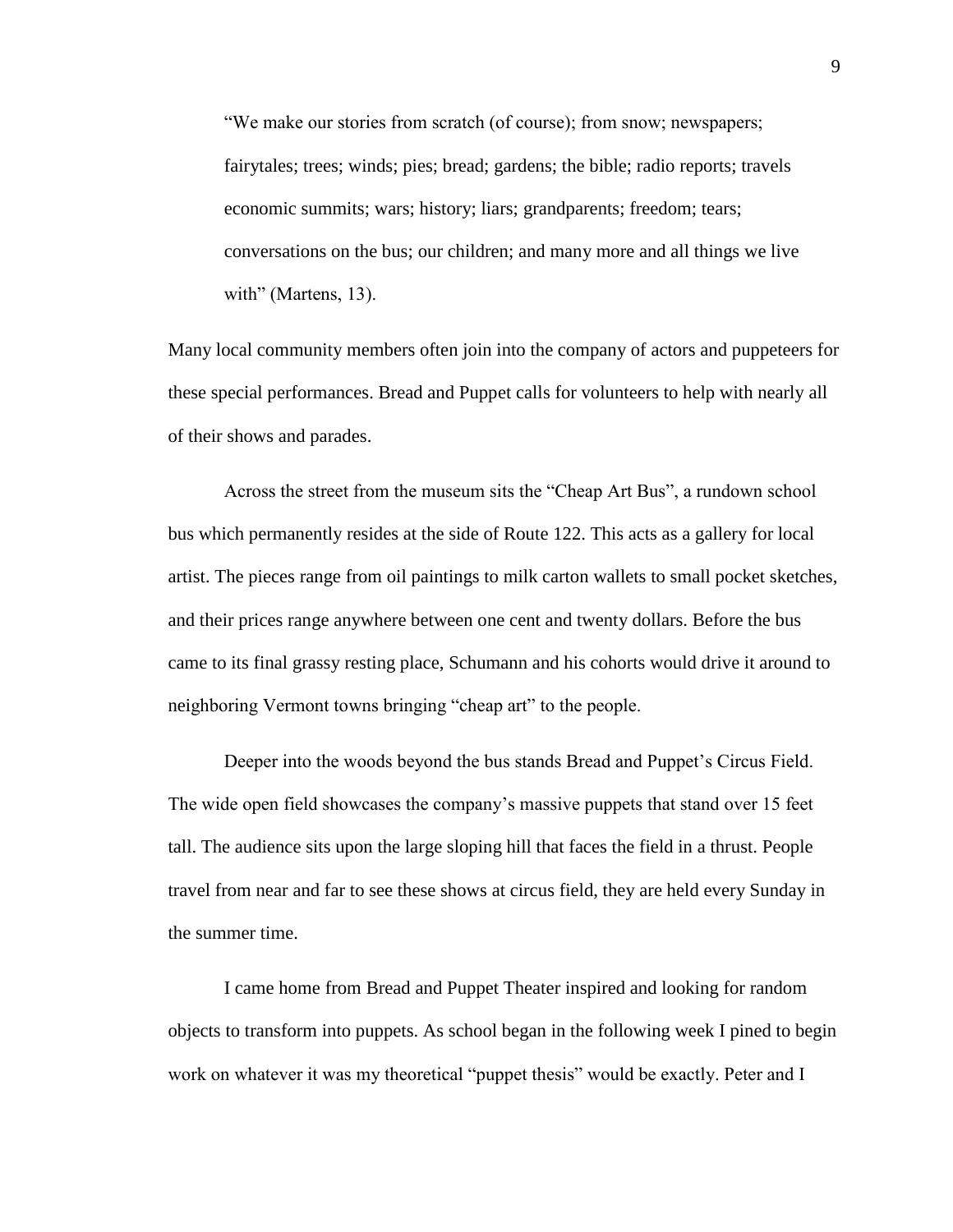> "We make our stories from scratch (of course); from snow; newspapers; fairytales; trees; winds; pies; bread; gardens; the bible; radio reports; travels economic summits; wars; history; liars; grandparents; freedom; tears; conversations on the bus; our children; and many more and all things we live with" (Martens, 13).

Many local community members often join into the company of actors and puppeteers for these special performances. Bread and Puppet calls for volunteers to help with nearly all of their shows and parades.

Across the street from the museum sits the "Cheap Art Bus", a rundown school bus which permanently resides at the side of Route 122. This acts as a gallery for local artist. The pieces range from oil paintings to milk carton wallets to small pocket sketches, and their prices range anywhere between one cent and twenty dollars. Before the bus came to its final grassy resting place, Schumann and his cohorts would drive it around to neighboring Vermont towns bringing "cheap art" to the people.

Deeper into the woods beyond the bus stands Bread and Puppet's Circus Field. The wide open field showcases the company's massive puppets that stand over 15 feet tall. The audience sits upon the large sloping hill that faces the field in a thrust. People travel from near and far to see these shows at circus field, they are held every Sunday in the summer time.

I came home from Bread and Puppet Theater inspired and looking for random objects to transform into puppets. As school began in the following week I pined to begin work on whatever it was my theoretical "puppet thesis" would be exactly. Peter and I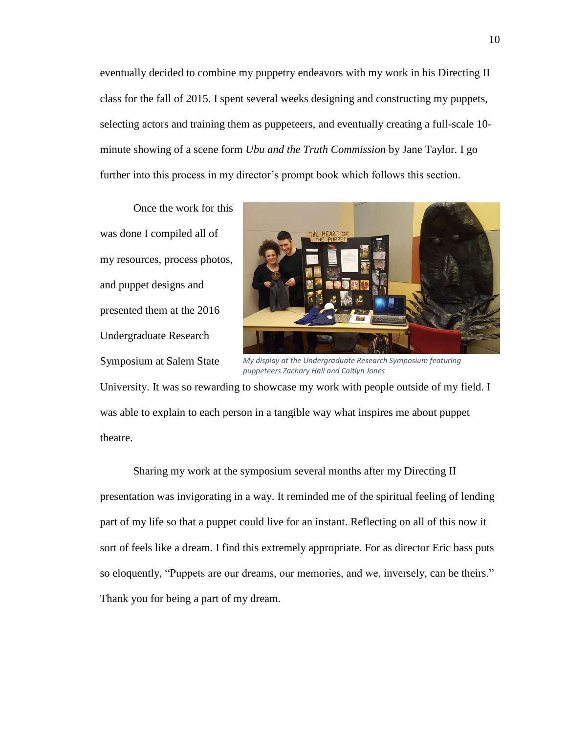eventually decided to combine my puppetry endeavors with my work in his Directing II class for the fall of 2015. I spent several weeks designing and constructing my puppets, selecting actors and training them as puppeteers, and eventually creating a full-scale 10-minute showing of a scene form *Ubu and the Truth Commission* by Jane Taylor. I go further into this process in my director's prompt book which follows this section.

Once the work for this was done I compiled all of my resources, process photos, and puppet designs and presented them at the 2016 Undergraduate Research Symposium at Salem State University. It was so rewarding to showcase my work with people outside of my field. I was able to explain to each person in a tangible way what inspires me about puppet theatre.

*My display at the Undergraduate Research Symposium featuring puppeteers Zachary Hall and Caitlyn Jones*

Sharing my work at the symposium several months after my Directing II presentation was invigorating in a way. It reminded me of the spiritual feeling of lending part of my life so that a puppet could live for an instant. Reflecting on all of this now it sort of feels like a dream. I find this extremely appropriate. For as director Eric bass puts so eloquently, "Puppets are our dreams, our memories, and we, inversely, can be theirs." Thank you for being a part of my dream.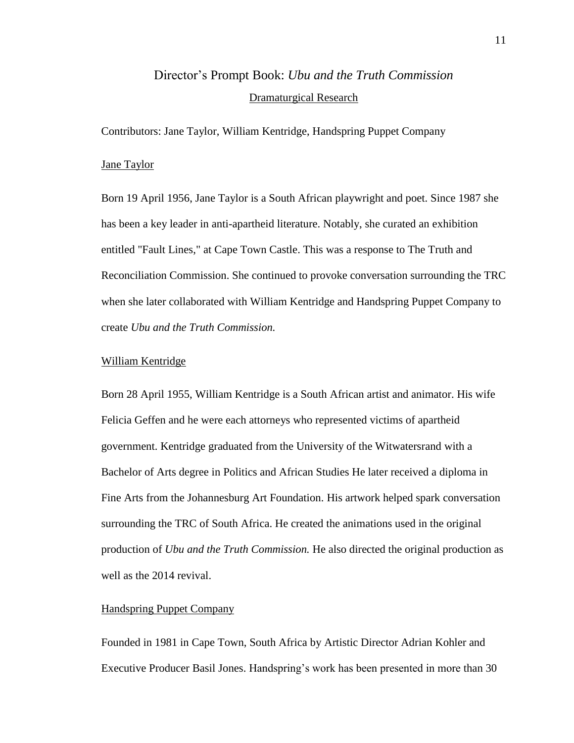# Director's Prompt Book: *Ubu and the Truth Commission*

## Dramaturgical Research

Contributors: Jane Taylor, William Kentridge, Handspring Puppet Company

### Jane Taylor

Born 19 April 1956, Jane Taylor is a South African playwright and poet. Since 1987 she has been a key leader in anti-apartheid literature. Notably, she curated an exhibition entitled "Fault Lines," at Cape Town Castle. This was a response to The Truth and Reconciliation Commission. She continued to provoke conversation surrounding the TRC when she later collaborated with William Kentridge and Handspring Puppet Company to create *Ubu and the Truth Commission.*

### William Kentridge

Born 28 April 1955, William Kentridge is a South African artist and animator. His wife Felicia Geffen and he were each attorneys who represented victims of apartheid government. Kentridge graduated from the University of the Witwatersrand with a Bachelor of Arts degree in Politics and African Studies He later received a diploma in Fine Arts from the Johannesburg Art Foundation. His artwork helped spark conversation surrounding the TRC of South Africa. He created the animations used in the original production of *Ubu and the Truth Commission.* He also directed the original production as well as the 2014 revival.

### Handspring Puppet Company

Founded in 1981 in Cape Town, South Africa by Artistic Director Adrian Kohler and Executive Producer Basil Jones. Handspring's work has been presented in more than 30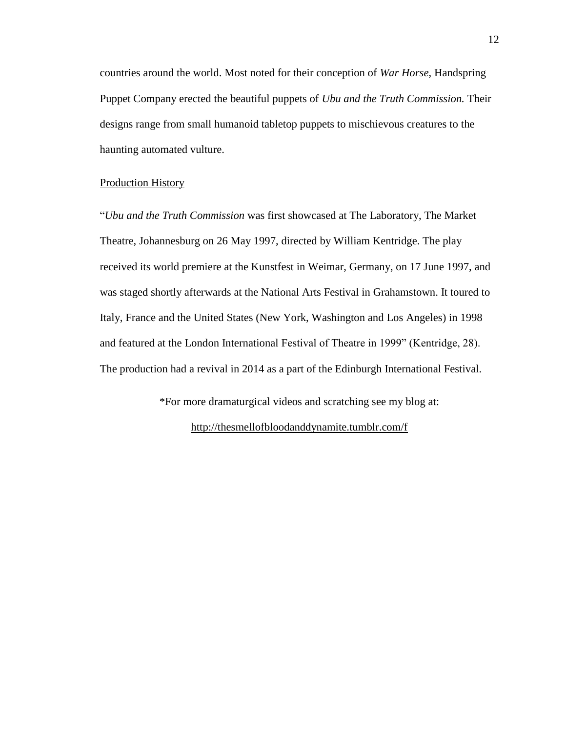countries around the world. Most noted for their conception of *War Horse*, Handspring Puppet Company erected the beautiful puppets of *Ubu and the Truth Commission.* Their designs range from small humanoid tabletop puppets to mischievous creatures to the haunting automated vulture.

<u>Production History</u>

"*Ubu and the Truth Commission* was first showcased at The Laboratory, The Market Theatre, Johannesburg on 26 May 1997, directed by William Kentridge. The play received its world premiere at the Kunstfest in Weimar, Germany, on 17 June 1997, and was staged shortly afterwards at the National Arts Festival in Grahamstown. It toured to Italy, France and the United States (New York, Washington and Los Angeles) in 1998 and featured at the London International Festival of Theatre in 1999" (Kentridge, 28). The production had a revival in 2014 as a part of the Edinburgh International Festival.

*For more dramaturgical videos and scratching see my blog at:

http://thesmellofbloodanddynamite.tumblr.com/f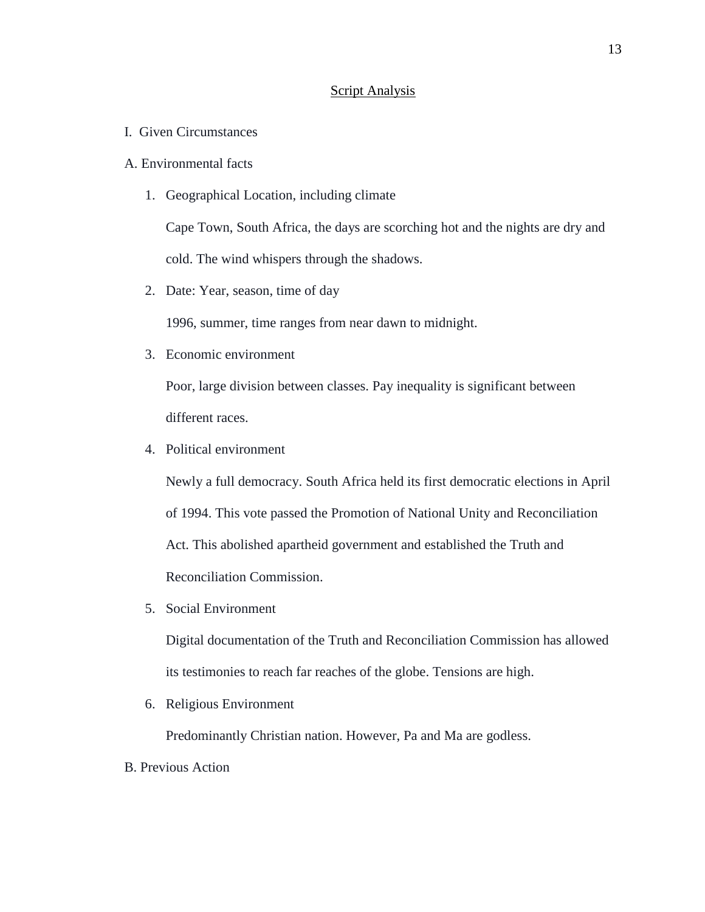## Script Analysis

I. Given Circumstances

A. Environmental facts

1. Geographical Location, including climate

   Cape Town, South Africa, the days are scorching hot and the nights are dry and cold. The wind whispers through the shadows.

2. Date: Year, season, time of day

   1996, summer, time ranges from near dawn to midnight.

3. Economic environment

   Poor, large division between classes. Pay inequality is significant between different races.

4. Political environment

   Newly a full democracy. South Africa held its first democratic elections in April of 1994. This vote passed the Promotion of National Unity and Reconciliation Act. This abolished apartheid government and established the Truth and Reconciliation Commission.

5. Social Environment

   Digital documentation of the Truth and Reconciliation Commission has allowed its testimonies to reach far reaches of the globe. Tensions are high.

6. Religious Environment

   Predominantly Christian nation. However, Pa and Ma are godless.

B. Previous Action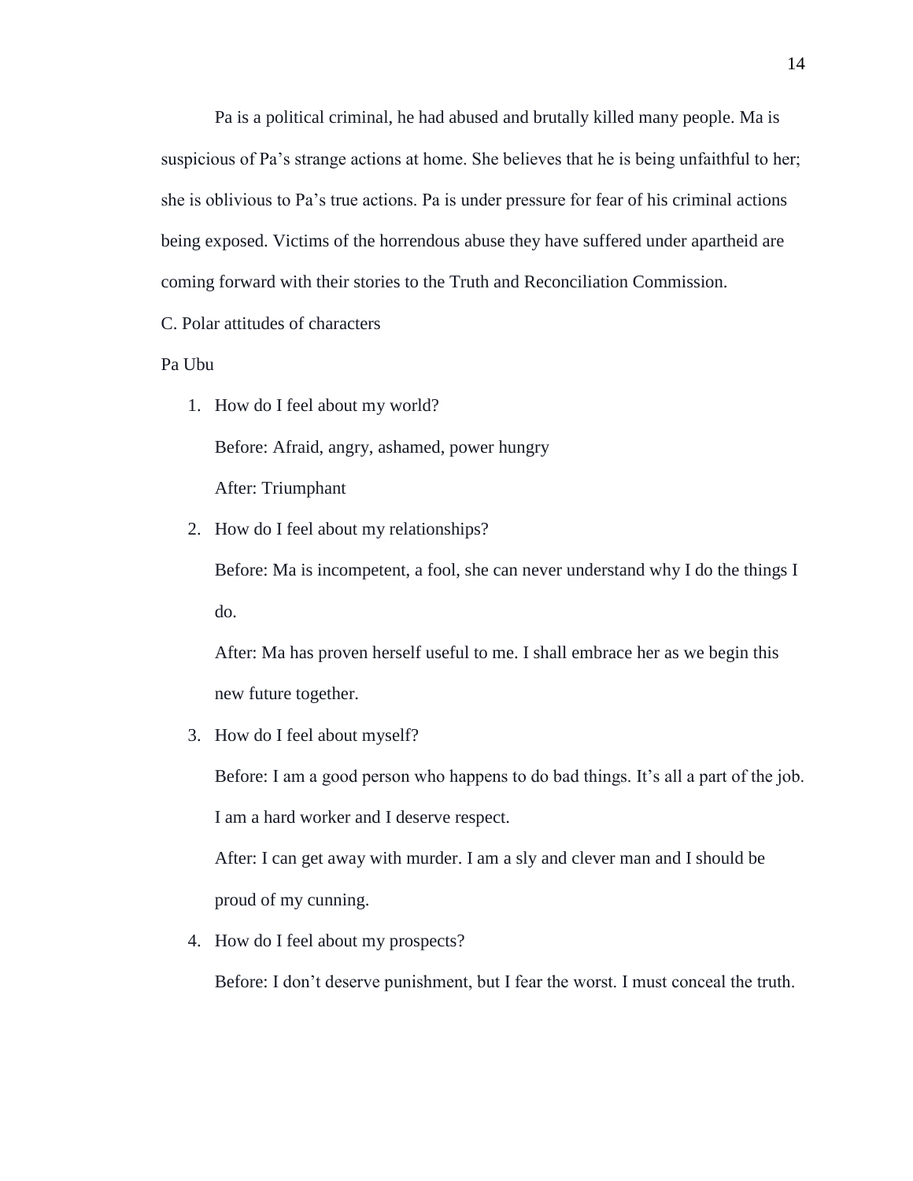Pa is a political criminal, he had abused and brutally killed many people. Ma is suspicious of Pa's strange actions at home. She believes that he is being unfaithful to her; she is oblivious to Pa's true actions. Pa is under pressure for fear of his criminal actions being exposed. Victims of the horrendous abuse they have suffered under apartheid are coming forward with their stories to the Truth and Reconciliation Commission.

C. Polar attitudes of characters

Pa Ubu

1. How do I feel about my world?

   Before: Afraid, angry, ashamed, power hungry

   After: Triumphant

2. How do I feel about my relationships?

   Before: Ma is incompetent, a fool, she can never understand why I do the things I do.

   After: Ma has proven herself useful to me. I shall embrace her as we begin this new future together.

3. How do I feel about myself?

   Before: I am a good person who happens to do bad things. It's all a part of the job. I am a hard worker and I deserve respect.

   After: I can get away with murder. I am a sly and clever man and I should be proud of my cunning.

4. How do I feel about my prospects?

   Before: I don't deserve punishment, but I fear the worst. I must conceal the truth.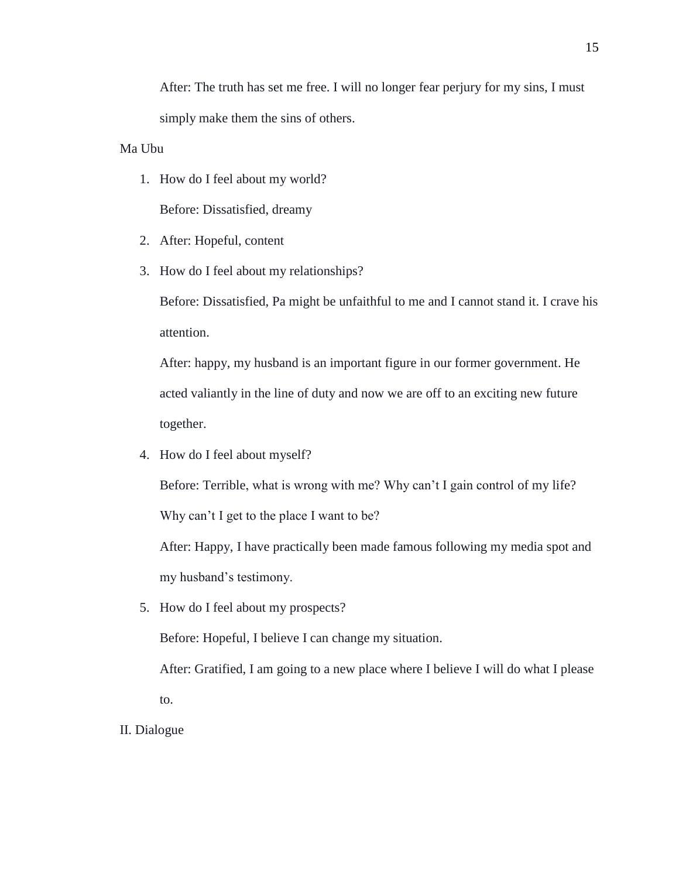After: The truth has set me free. I will no longer fear perjury for my sins, I must simply make them the sins of others.

Ma Ubu

1. How do I feel about my world?

   Before: Dissatisfied, dreamy

2. After: Hopeful, content

3. How do I feel about my relationships?

   Before: Dissatisfied, Pa might be unfaithful to me and I cannot stand it. I crave his attention.

   After: happy, my husband is an important figure in our former government. He acted valiantly in the line of duty and now we are off to an exciting new future together.

4. How do I feel about myself?

   Before: Terrible, what is wrong with me? Why can't I gain control of my life? Why can't I get to the place I want to be?

   After: Happy, I have practically been made famous following my media spot and my husband's testimony.

5. How do I feel about my prospects?

   Before: Hopeful, I believe I can change my situation.

   After: Gratified, I am going to a new place where I believe I will do what I please to.

II. Dialogue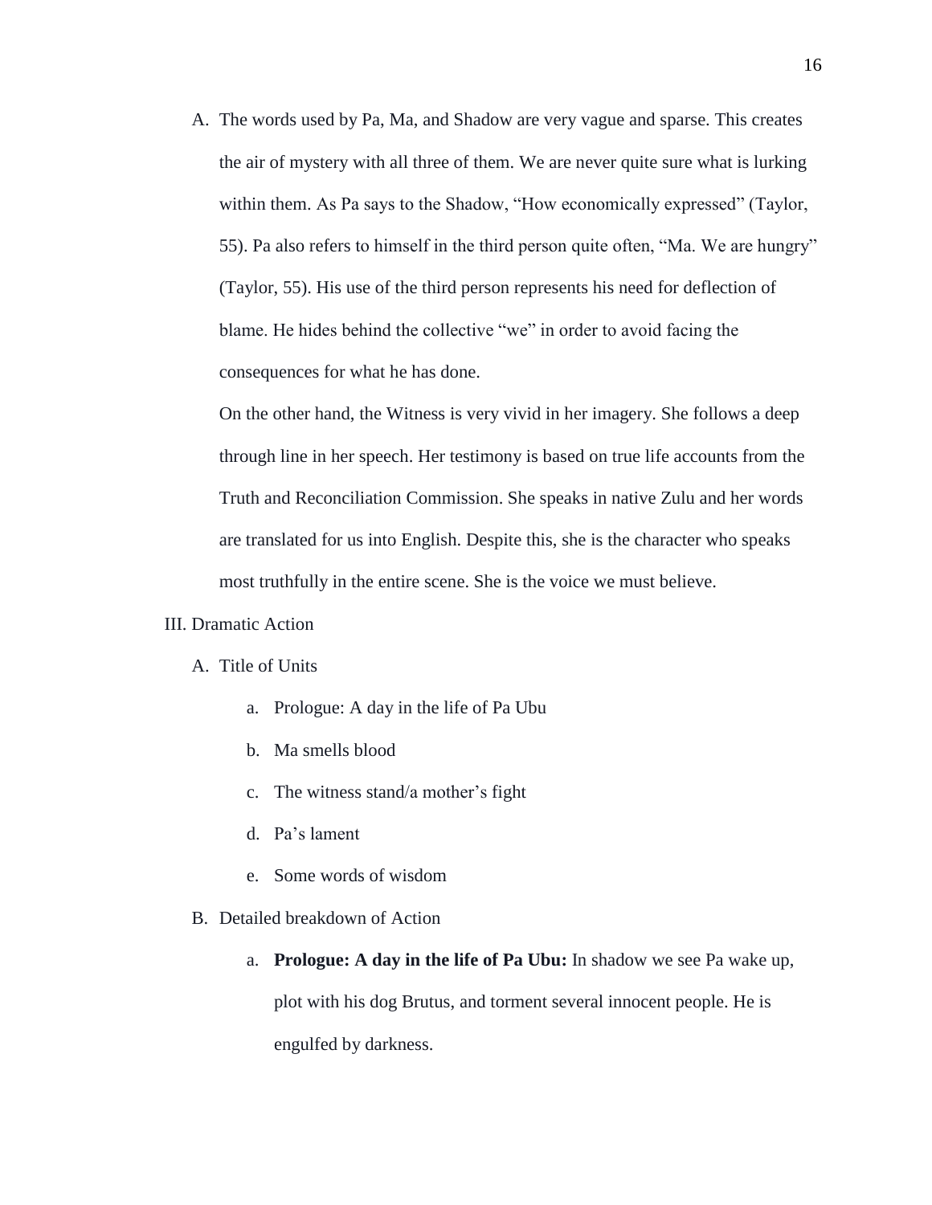A. The words used by Pa, Ma, and Shadow are very vague and sparse. This creates the air of mystery with all three of them. We are never quite sure what is lurking within them. As Pa says to the Shadow, "How economically expressed" (Taylor, 55). Pa also refers to himself in the third person quite often, "Ma. We are hungry" (Taylor, 55). His use of the third person represents his need for deflection of blame. He hides behind the collective "we" in order to avoid facing the consequences for what he has done.

   On the other hand, the Witness is very vivid in her imagery. She follows a deep through line in her speech. Her testimony is based on true life accounts from the Truth and Reconciliation Commission. She speaks in native Zulu and her words are translated for us into English. Despite this, she is the character who speaks most truthfully in the entire scene. She is the voice we must believe.

III. Dramatic Action

A. Title of Units

   a. Prologue: A day in the life of Pa Ubu

   b. Ma smells blood

   c. The witness stand/a mother's fight

   d. Pa's lament

   e. Some words of wisdom

B. Detailed breakdown of Action

   a. **Prologue: A day in the life of Pa Ubu:** In shadow we see Pa wake up, plot with his dog Brutus, and torment several innocent people. He is engulfed by darkness.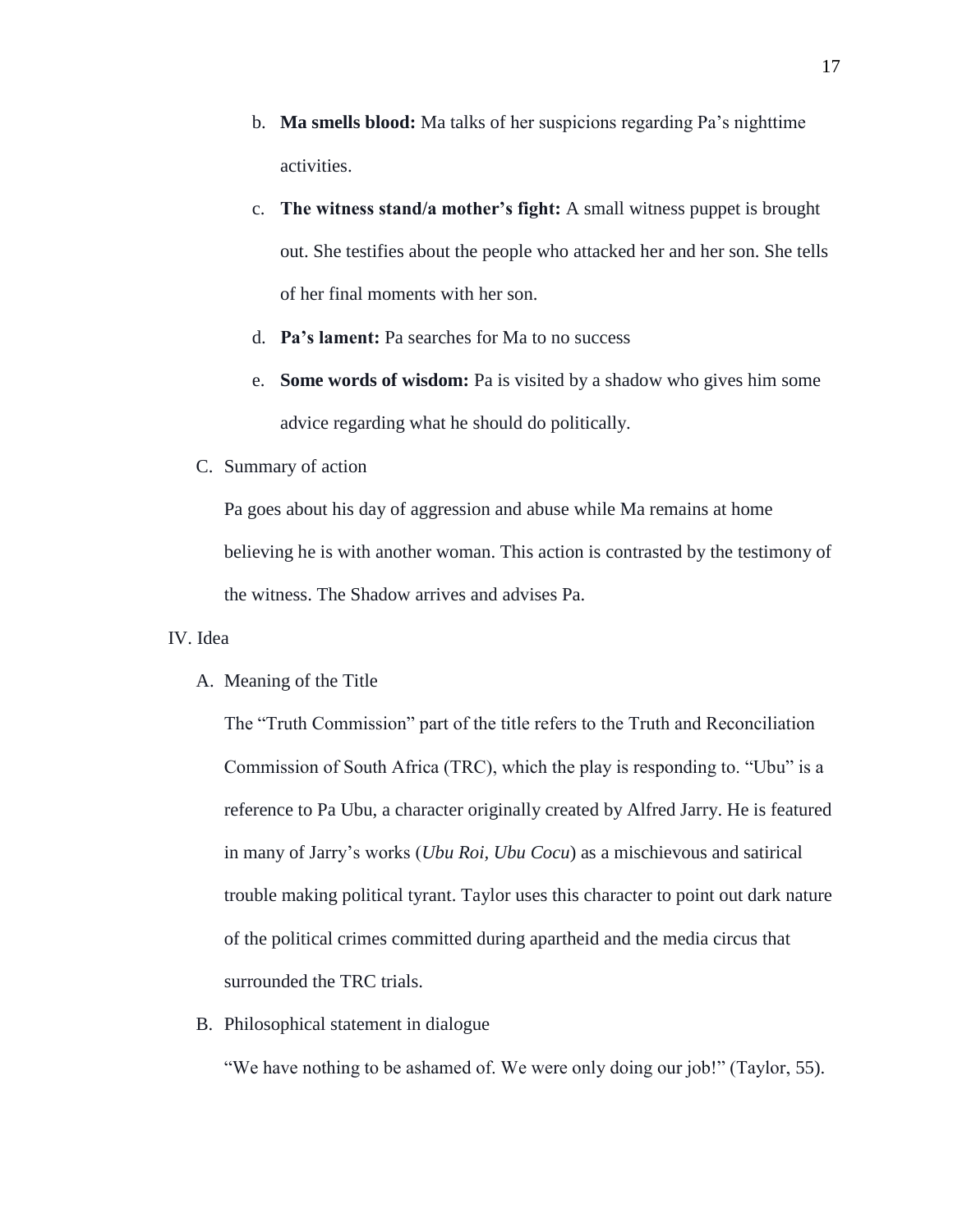b. **Ma smells blood:** Ma talks of her suspicions regarding Pa's nighttime activities.

c. **The witness stand/a mother's fight:** A small witness puppet is brought out. She testifies about the people who attacked her and her son. She tells of her final moments with her son.

d. **Pa's lament:** Pa searches for Ma to no success

e. **Some words of wisdom:** Pa is visited by a shadow who gives him some advice regarding what he should do politically.

C. Summary of action

Pa goes about his day of aggression and abuse while Ma remains at home believing he is with another woman. This action is contrasted by the testimony of the witness. The Shadow arrives and advises Pa.

IV. Idea

A. Meaning of the Title

The "Truth Commission" part of the title refers to the Truth and Reconciliation Commission of South Africa (TRC), which the play is responding to. "Ubu" is a reference to Pa Ubu, a character originally created by Alfred Jarry. He is featured in many of Jarry's works (*Ubu Roi*, *Ubu Cocu*) as a mischievous and satirical trouble making political tyrant. Taylor uses this character to point out dark nature of the political crimes committed during apartheid and the media circus that surrounded the TRC trials.

B. Philosophical statement in dialogue

"We have nothing to be ashamed of. We were only doing our job!" (Taylor, 55).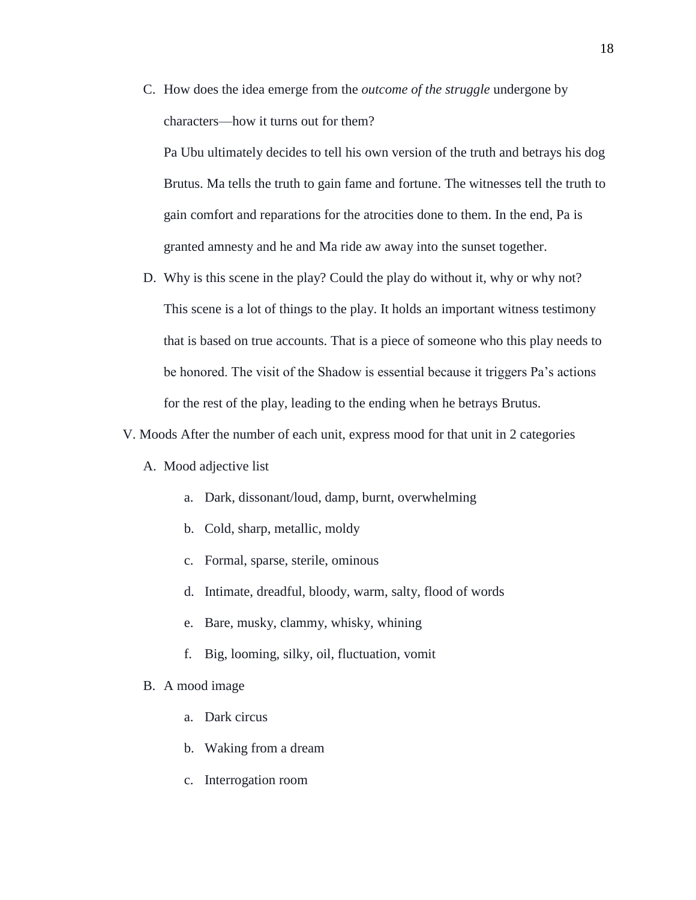C. How does the idea emerge from the *outcome of the struggle* undergone by characters—how it turns out for them?

   Pa Ubu ultimately decides to tell his own version of the truth and betrays his dog Brutus. Ma tells the truth to gain fame and fortune. The witnesses tell the truth to gain comfort and reparations for the atrocities done to them. In the end, Pa is granted amnesty and he and Ma ride aw away into the sunset together.

D. Why is this scene in the play? Could the play do without it, why or why not?

   This scene is a lot of things to the play. It holds an important witness testimony that is based on true accounts. That is a piece of someone who this play needs to be honored. The visit of the Shadow is essential because it triggers Pa's actions for the rest of the play, leading to the ending when he betrays Brutus.

V. Moods After the number of each unit, express mood for that unit in 2 categories

A. Mood adjective list

   a. Dark, dissonant/loud, damp, burnt, overwhelming
   b. Cold, sharp, metallic, moldy
   c. Formal, sparse, sterile, ominous
   d. Intimate, dreadful, bloody, warm, salty, flood of words
   e. Bare, musky, clammy, whisky, whining
   f. Big, looming, silky, oil, fluctuation, vomit

B. A mood image

   a. Dark circus
   b. Waking from a dream
   c. Interrogation room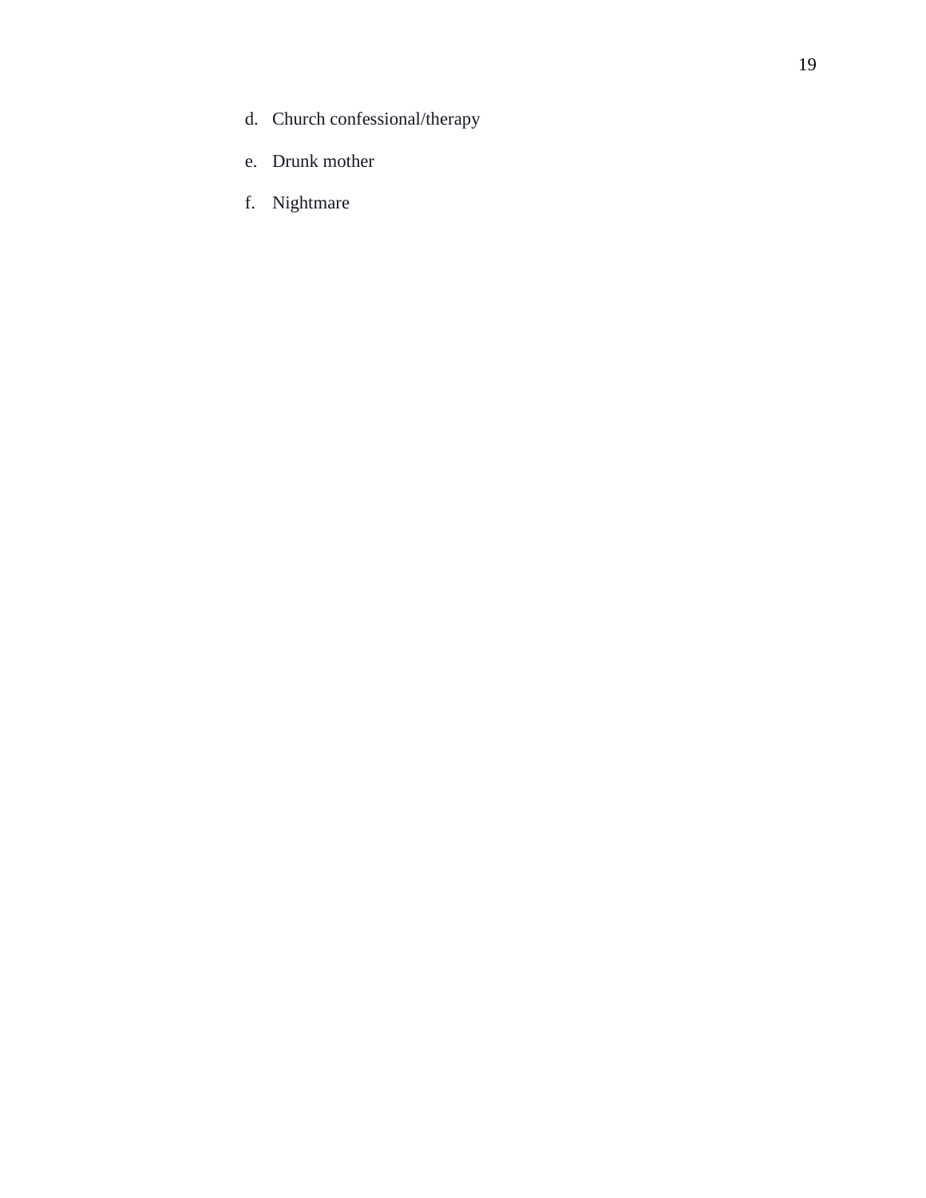d. Church confessional/therapy

e. Drunk mother

f. Nightmare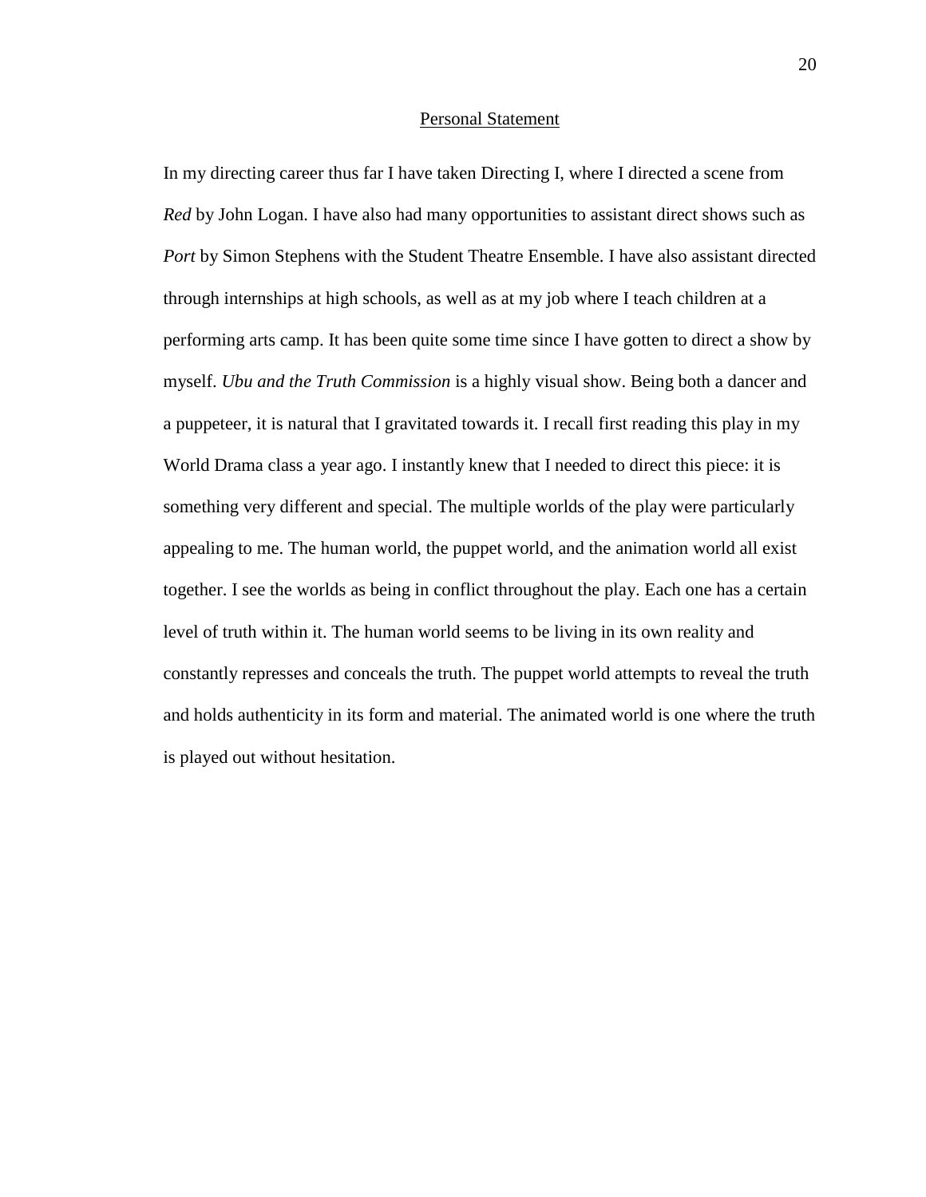## Personal Statement

In my directing career thus far I have taken Directing I, where I directed a scene from *Red* by John Logan. I have also had many opportunities to assistant direct shows such as *Port* by Simon Stephens with the Student Theatre Ensemble. I have also assistant directed through internships at high schools, as well as at my job where I teach children at a performing arts camp. It has been quite some time since I have gotten to direct a show by myself. *Ubu and the Truth Commission* is a highly visual show. Being both a dancer and a puppeteer, it is natural that I gravitated towards it. I recall first reading this play in my World Drama class a year ago. I instantly knew that I needed to direct this piece: it is something very different and special. The multiple worlds of the play were particularly appealing to me. The human world, the puppet world, and the animation world all exist together. I see the worlds as being in conflict throughout the play. Each one has a certain level of truth within it. The human world seems to be living in its own reality and constantly represses and conceals the truth. The puppet world attempts to reveal the truth and holds authenticity in its form and material. The animated world is one where the truth is played out without hesitation.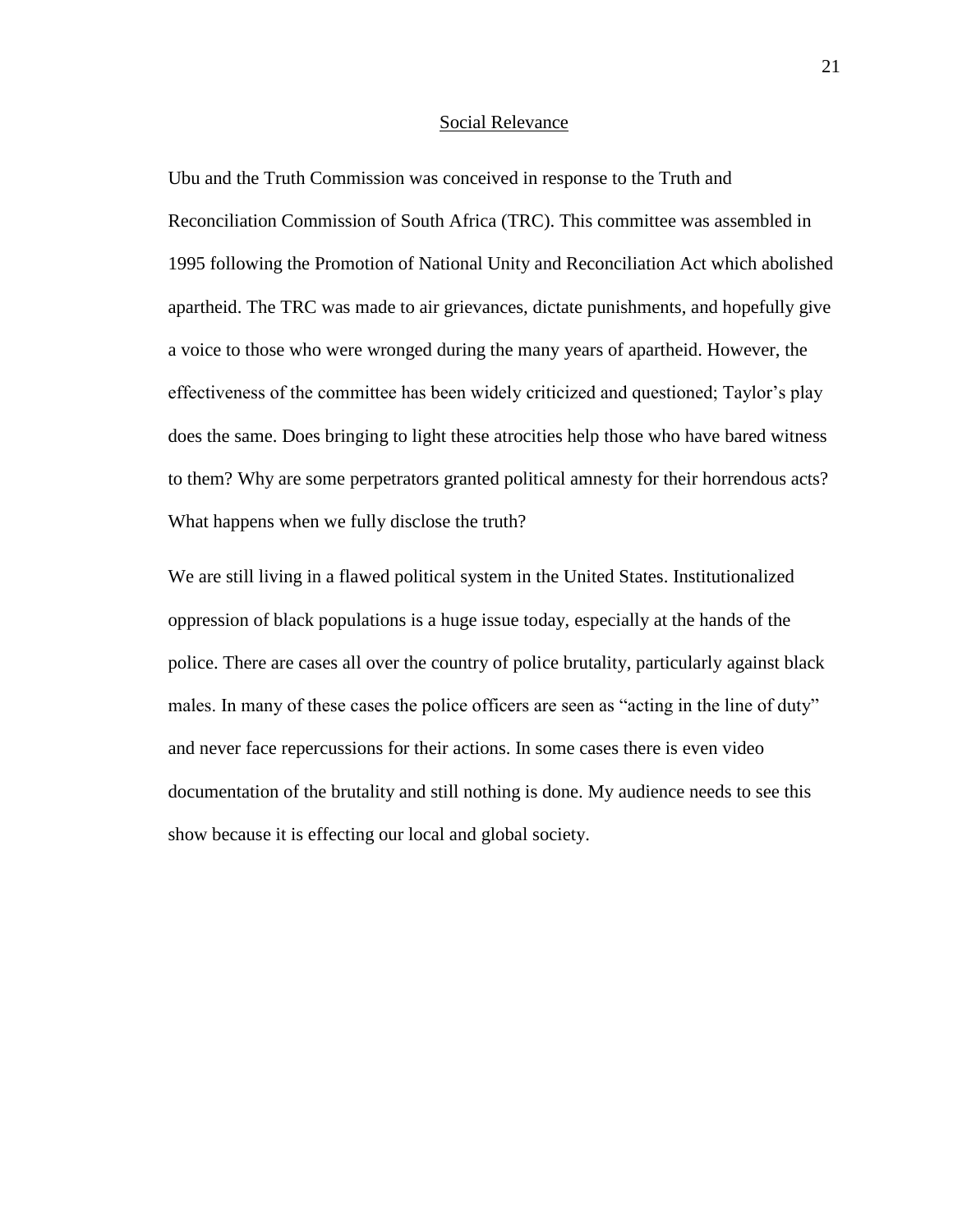## Social Relevance

Ubu and the Truth Commission was conceived in response to the Truth and Reconciliation Commission of South Africa (TRC). This committee was assembled in 1995 following the Promotion of National Unity and Reconciliation Act which abolished apartheid. The TRC was made to air grievances, dictate punishments, and hopefully give a voice to those who were wronged during the many years of apartheid. However, the effectiveness of the committee has been widely criticized and questioned; Taylor's play does the same. Does bringing to light these atrocities help those who have bared witness to them? Why are some perpetrators granted political amnesty for their horrendous acts? What happens when we fully disclose the truth?

We are still living in a flawed political system in the United States. Institutionalized oppression of black populations is a huge issue today, especially at the hands of the police. There are cases all over the country of police brutality, particularly against black males. In many of these cases the police officers are seen as "acting in the line of duty" and never face repercussions for their actions. In some cases there is even video documentation of the brutality and still nothing is done. My audience needs to see this show because it is effecting our local and global society.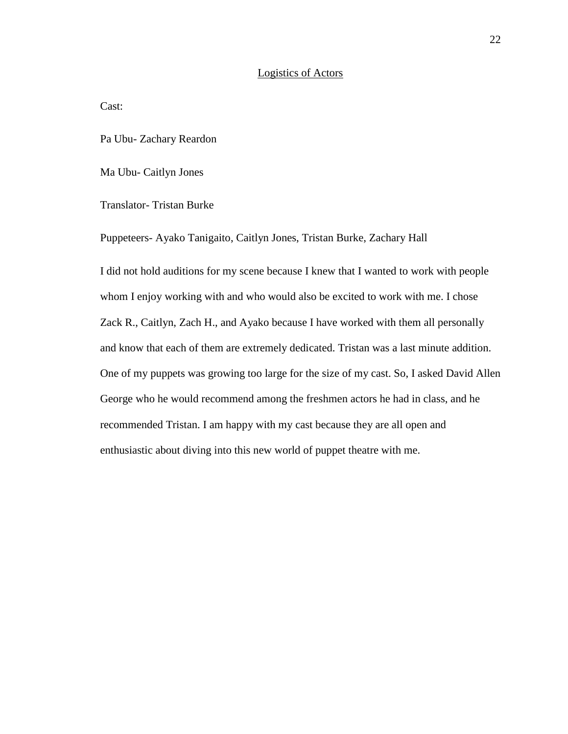## Logistics of Actors

Cast:

Pa Ubu- Zachary Reardon

Ma Ubu- Caitlyn Jones

Translator- Tristan Burke

Puppeteers- Ayako Tanigaito, Caitlyn Jones, Tristan Burke, Zachary Hall

I did not hold auditions for my scene because I knew that I wanted to work with people whom I enjoy working with and who would also be excited to work with me. I chose Zack R., Caitlyn, Zach H., and Ayako because I have worked with them all personally and know that each of them are extremely dedicated. Tristan was a last minute addition. One of my puppets was growing too large for the size of my cast. So, I asked David Allen George who he would recommend among the freshmen actors he had in class, and he recommended Tristan. I am happy with my cast because they are all open and enthusiastic about diving into this new world of puppet theatre with me.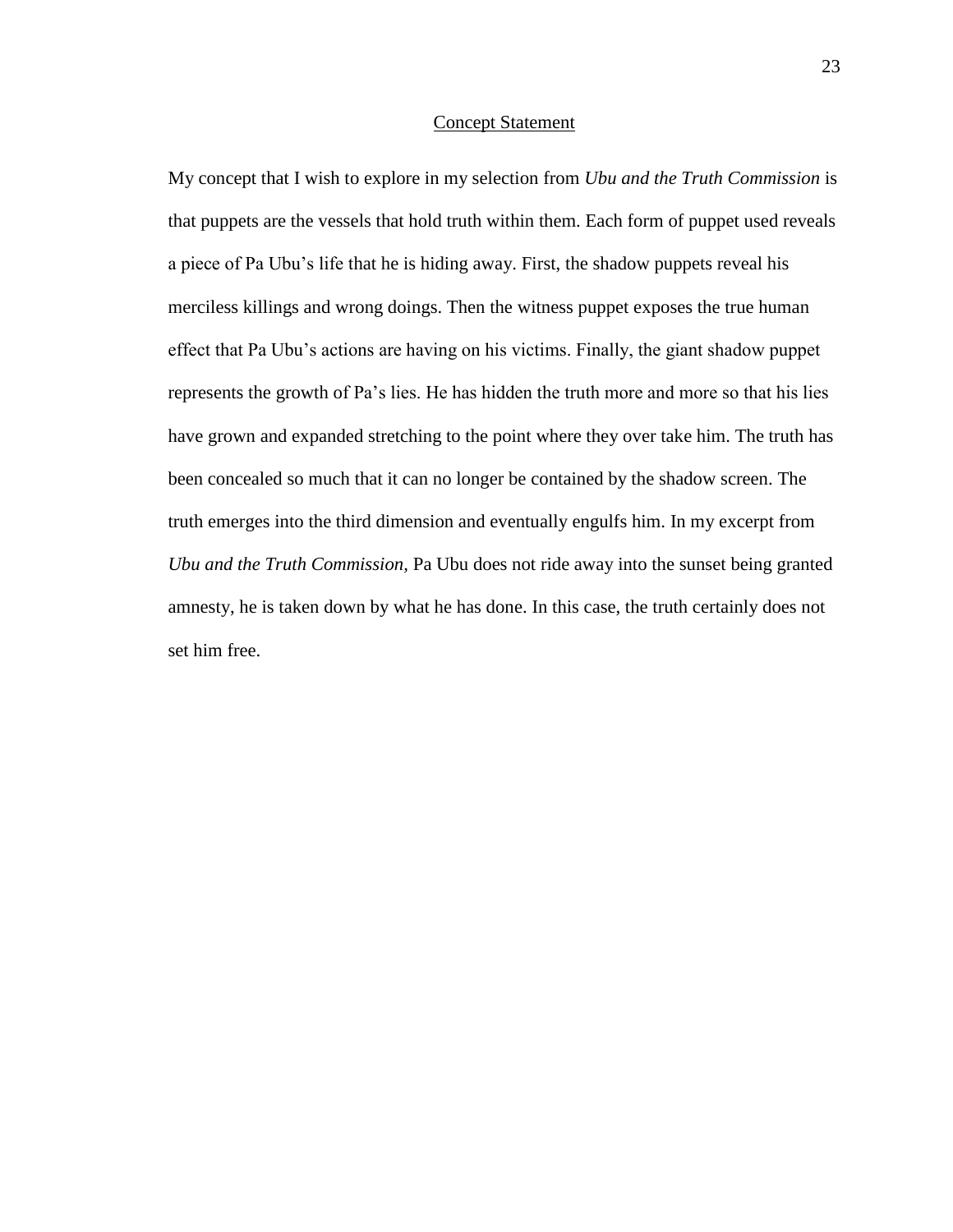## Concept Statement

My concept that I wish to explore in my selection from *Ubu and the Truth Commission* is that puppets are the vessels that hold truth within them. Each form of puppet used reveals a piece of Pa Ubu's life that he is hiding away. First, the shadow puppets reveal his merciless killings and wrong doings. Then the witness puppet exposes the true human effect that Pa Ubu's actions are having on his victims. Finally, the giant shadow puppet represents the growth of Pa's lies. He has hidden the truth more and more so that his lies have grown and expanded stretching to the point where they over take him. The truth has been concealed so much that it can no longer be contained by the shadow screen. The truth emerges into the third dimension and eventually engulfs him. In my excerpt from *Ubu and the Truth Commission,* Pa Ubu does not ride away into the sunset being granted amnesty, he is taken down by what he has done. In this case, the truth certainly does not set him free.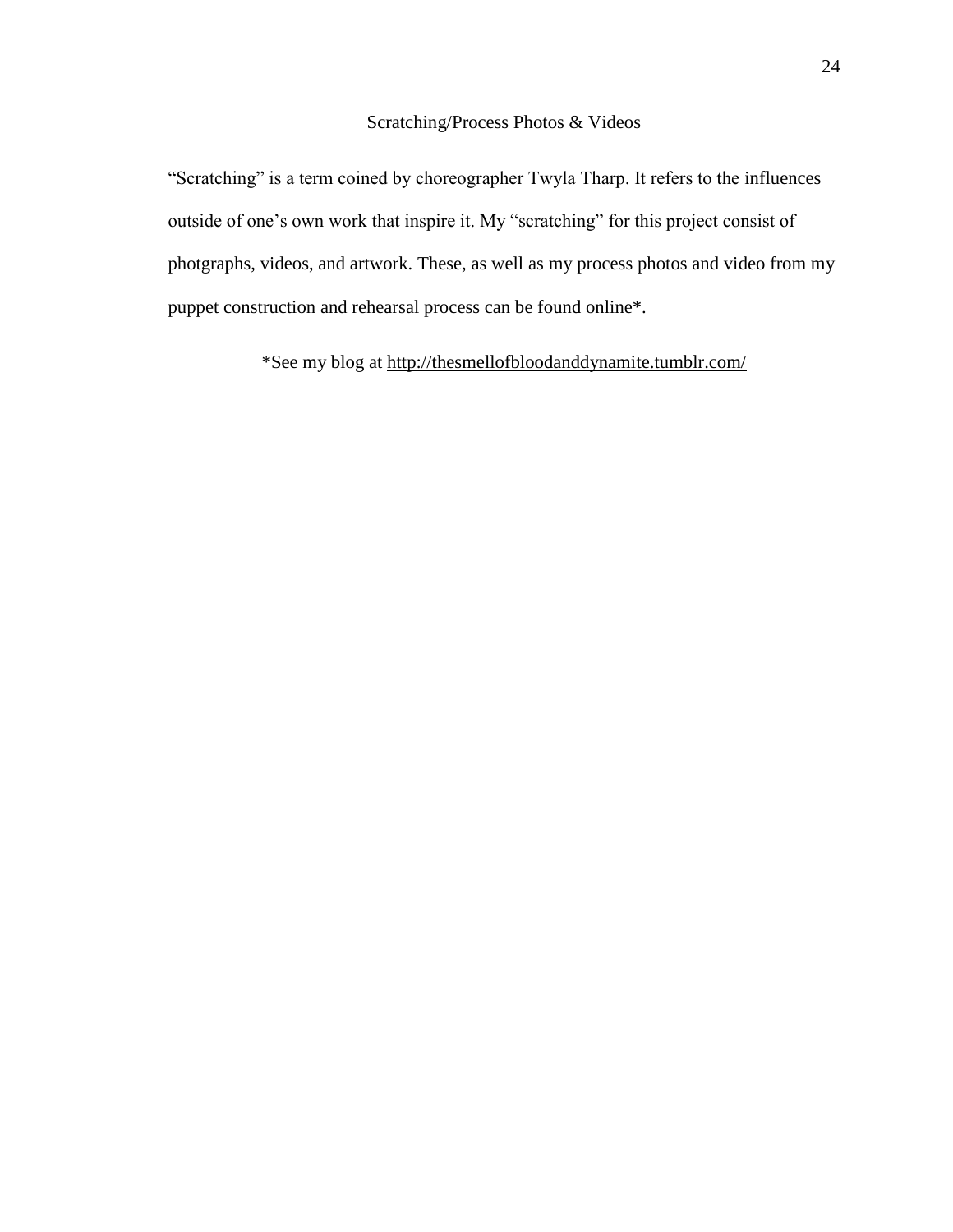## Scratching/Process Photos & Videos

"Scratching" is a term coined by choreographer Twyla Tharp. It refers to the influences outside of one's own work that inspire it. My "scratching" for this project consist of photgraphs, videos, and artwork. These, as well as my process photos and video from my puppet construction and rehearsal process can be found online*.

*See my blog at http://thesmellofbloodanddynamite.tumblr.com/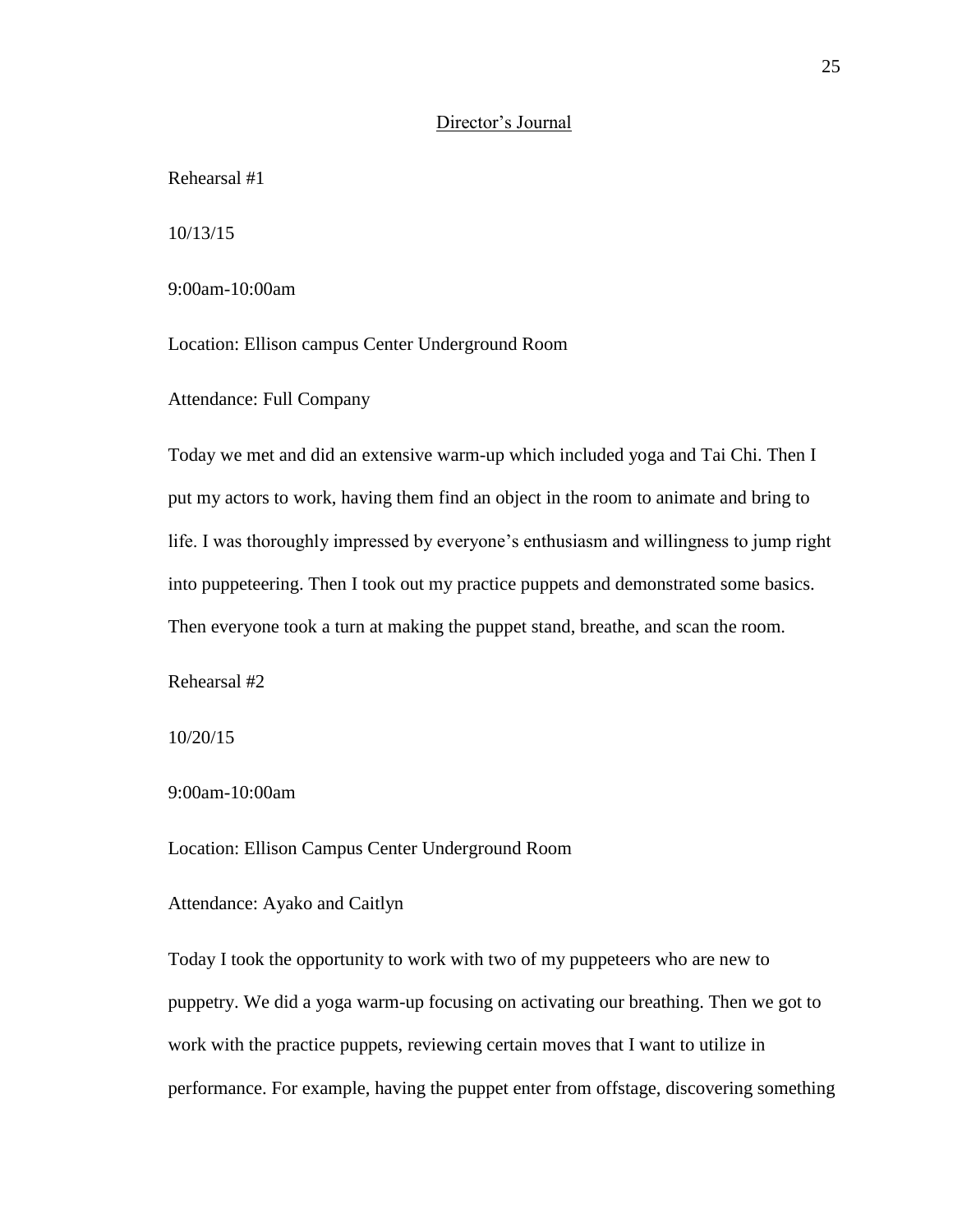## Director's Journal

Rehearsal #1

10/13/15

9:00am-10:00am

Location: Ellison campus Center Underground Room

Attendance: Full Company

Today we met and did an extensive warm-up which included yoga and Tai Chi. Then I put my actors to work, having them find an object in the room to animate and bring to life. I was thoroughly impressed by everyone's enthusiasm and willingness to jump right into puppeteering. Then I took out my practice puppets and demonstrated some basics. Then everyone took a turn at making the puppet stand, breathe, and scan the room.

Rehearsal #2

10/20/15

9:00am-10:00am

Location: Ellison Campus Center Underground Room

Attendance: Ayako and Caitlyn

Today I took the opportunity to work with two of my puppeteers who are new to puppetry. We did a yoga warm-up focusing on activating our breathing. Then we got to work with the practice puppets, reviewing certain moves that I want to utilize in performance. For example, having the puppet enter from offstage, discovering something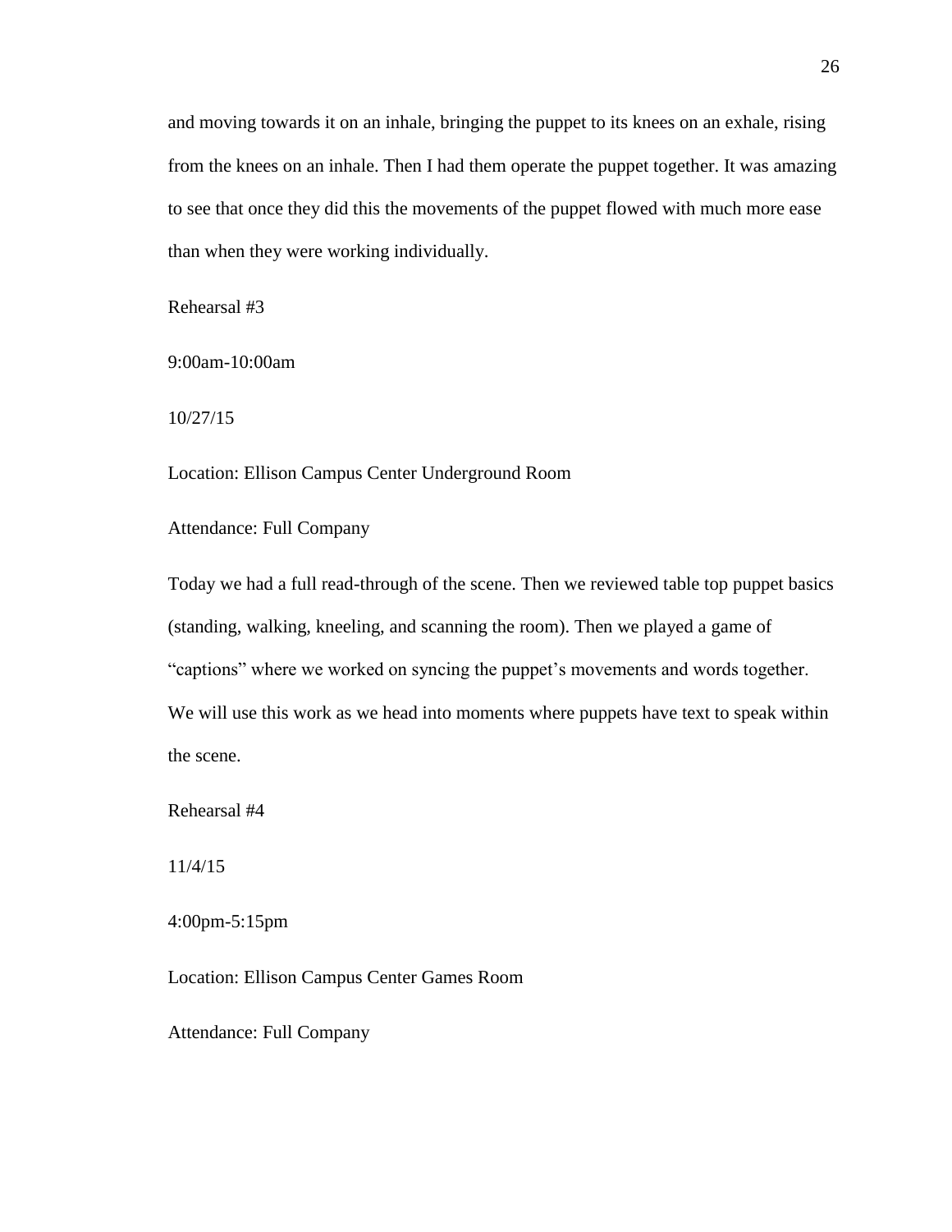and moving towards it on an inhale, bringing the puppet to its knees on an exhale, rising from the knees on an inhale. Then I had them operate the puppet together. It was amazing to see that once they did this the movements of the puppet flowed with much more ease than when they were working individually.

Rehearsal #3

9:00am-10:00am

10/27/15

Location: Ellison Campus Center Underground Room

Attendance: Full Company

Today we had a full read-through of the scene. Then we reviewed table top puppet basics (standing, walking, kneeling, and scanning the room). Then we played a game of "captions" where we worked on syncing the puppet's movements and words together. We will use this work as we head into moments where puppets have text to speak within the scene.

Rehearsal #4

11/4/15

4:00pm-5:15pm

Location: Ellison Campus Center Games Room

Attendance: Full Company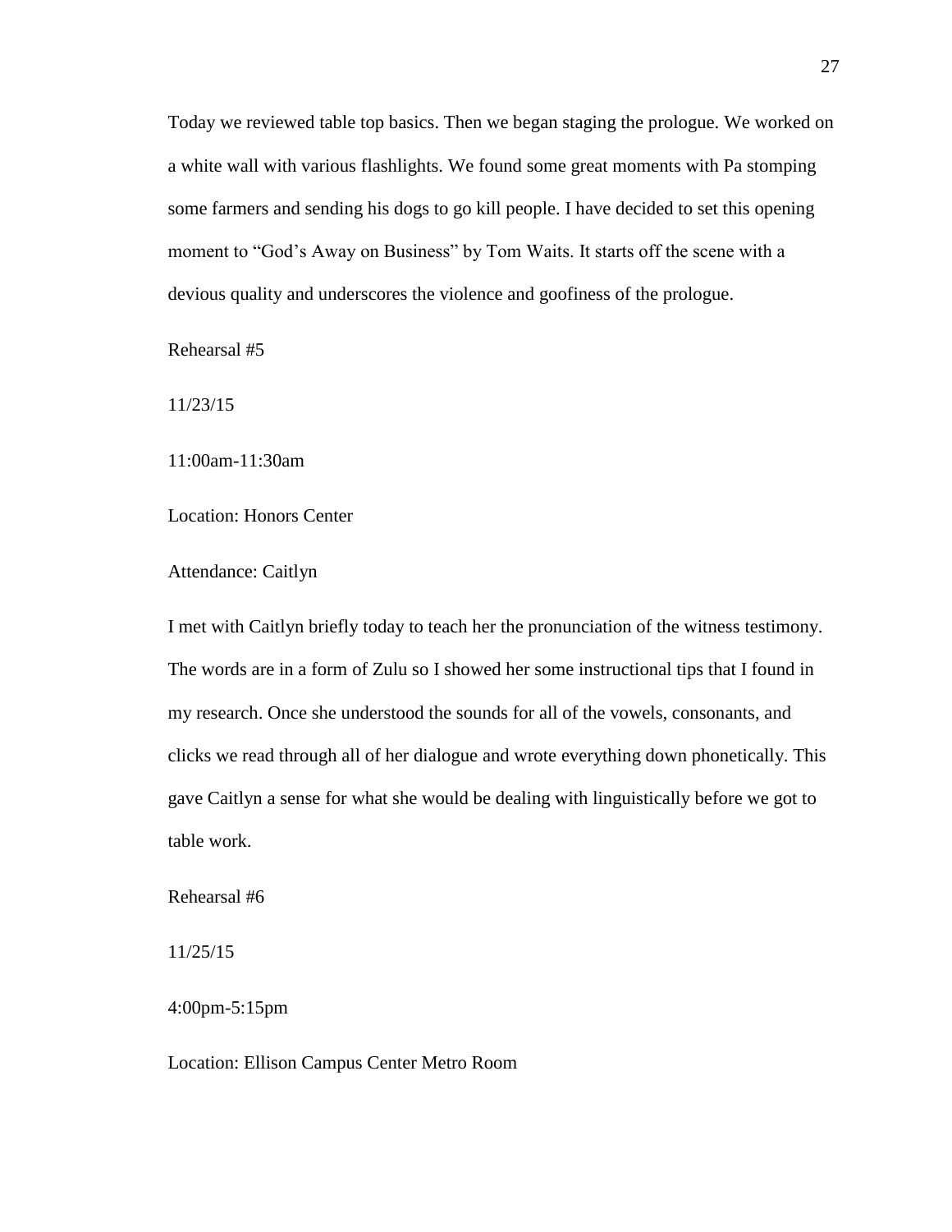Today we reviewed table top basics. Then we began staging the prologue. We worked on a white wall with various flashlights. We found some great moments with Pa stomping some farmers and sending his dogs to go kill people. I have decided to set this opening moment to "God's Away on Business" by Tom Waits. It starts off the scene with a devious quality and underscores the violence and goofiness of the prologue.

Rehearsal #5

11/23/15

11:00am-11:30am

Location: Honors Center

Attendance: Caitlyn

I met with Caitlyn briefly today to teach her the pronunciation of the witness testimony. The words are in a form of Zulu so I showed her some instructional tips that I found in my research. Once she understood the sounds for all of the vowels, consonants, and clicks we read through all of her dialogue and wrote everything down phonetically. This gave Caitlyn a sense for what she would be dealing with linguistically before we got to table work.

Rehearsal #6

11/25/15

4:00pm-5:15pm

Location: Ellison Campus Center Metro Room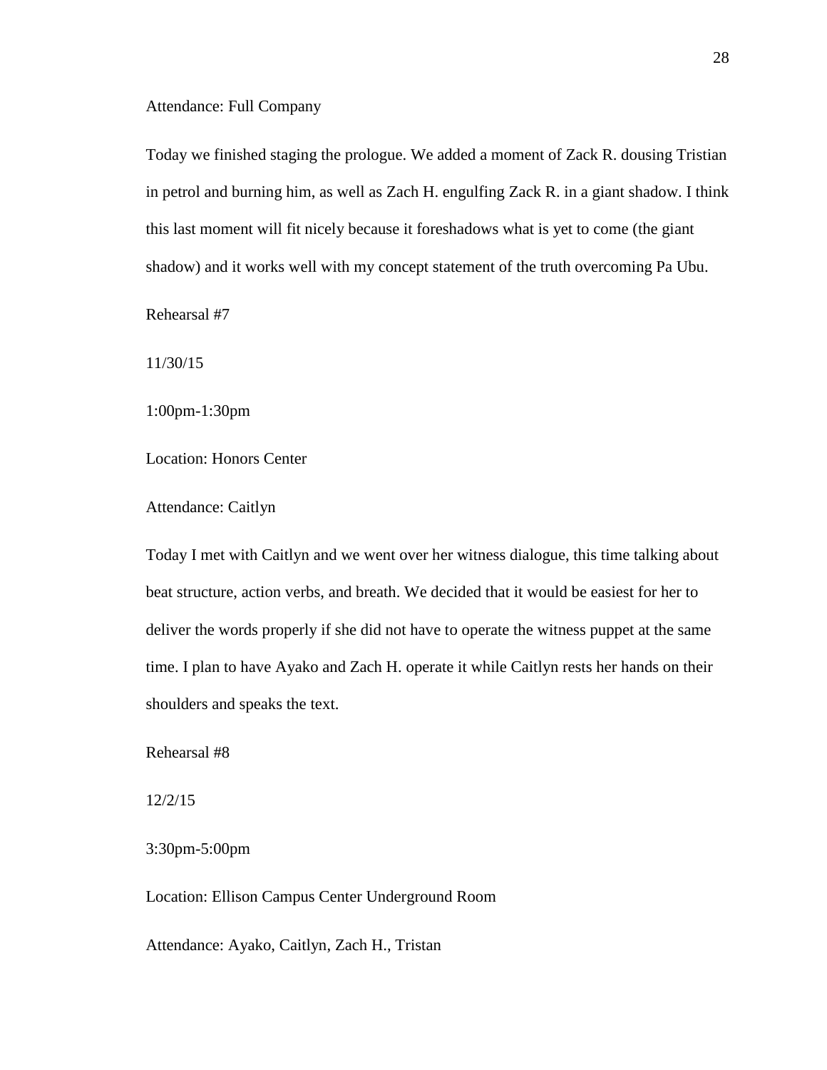Attendance: Full Company

Today we finished staging the prologue. We added a moment of Zack R. dousing Tristian in petrol and burning him, as well as Zach H. engulfing Zack R. in a giant shadow. I think this last moment will fit nicely because it foreshadows what is yet to come (the giant shadow) and it works well with my concept statement of the truth overcoming Pa Ubu.

Rehearsal #7

11/30/15

1:00pm-1:30pm

Location: Honors Center

Attendance: Caitlyn

Today I met with Caitlyn and we went over her witness dialogue, this time talking about beat structure, action verbs, and breath. We decided that it would be easiest for her to deliver the words properly if she did not have to operate the witness puppet at the same time. I plan to have Ayako and Zach H. operate it while Caitlyn rests her hands on their shoulders and speaks the text.

Rehearsal #8

12/2/15

3:30pm-5:00pm

Location: Ellison Campus Center Underground Room

Attendance: Ayako, Caitlyn, Zach H., Tristan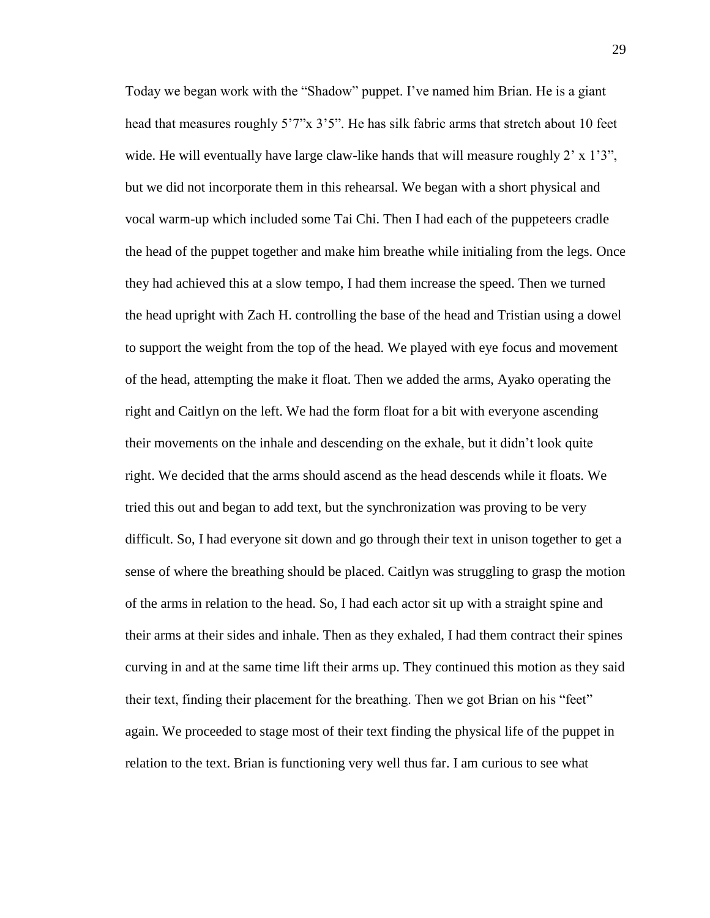Today we began work with the "Shadow" puppet. I've named him Brian. He is a giant head that measures roughly 5'7"x 3'5". He has silk fabric arms that stretch about 10 feet wide. He will eventually have large claw-like hands that will measure roughly 2' x 1'3", but we did not incorporate them in this rehearsal. We began with a short physical and vocal warm-up which included some Tai Chi. Then I had each of the puppeteers cradle the head of the puppet together and make him breathe while initialing from the legs. Once they had achieved this at a slow tempo, I had them increase the speed. Then we turned the head upright with Zach H. controlling the base of the head and Tristian using a dowel to support the weight from the top of the head. We played with eye focus and movement of the head, attempting the make it float. Then we added the arms, Ayako operating the right and Caitlyn on the left. We had the form float for a bit with everyone ascending their movements on the inhale and descending on the exhale, but it didn't look quite right. We decided that the arms should ascend as the head descends while it floats. We tried this out and began to add text, but the synchronization was proving to be very difficult. So, I had everyone sit down and go through their text in unison together to get a sense of where the breathing should be placed. Caitlyn was struggling to grasp the motion of the arms in relation to the head. So, I had each actor sit up with a straight spine and their arms at their sides and inhale. Then as they exhaled, I had them contract their spines curving in and at the same time lift their arms up. They continued this motion as they said their text, finding their placement for the breathing. Then we got Brian on his "feet" again. We proceeded to stage most of their text finding the physical life of the puppet in relation to the text. Brian is functioning very well thus far. I am curious to see what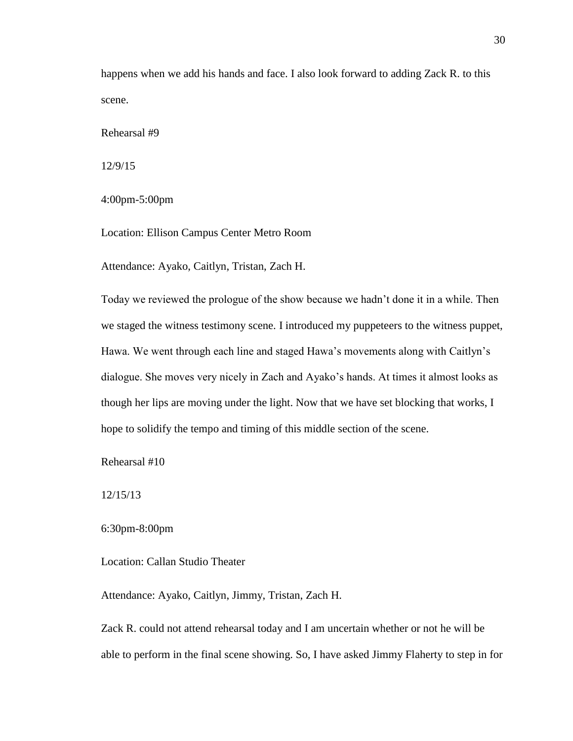happens when we add his hands and face. I also look forward to adding Zack R. to this scene.

Rehearsal #9

12/9/15

4:00pm-5:00pm

Location: Ellison Campus Center Metro Room

Attendance: Ayako, Caitlyn, Tristan, Zach H.

Today we reviewed the prologue of the show because we hadn't done it in a while. Then we staged the witness testimony scene. I introduced my puppeteers to the witness puppet, Hawa. We went through each line and staged Hawa's movements along with Caitlyn's dialogue. She moves very nicely in Zach and Ayako's hands. At times it almost looks as though her lips are moving under the light. Now that we have set blocking that works, I hope to solidify the tempo and timing of this middle section of the scene.

Rehearsal #10

12/15/13

6:30pm-8:00pm

Location: Callan Studio Theater

Attendance: Ayako, Caitlyn, Jimmy, Tristan, Zach H.

Zack R. could not attend rehearsal today and I am uncertain whether or not he will be able to perform in the final scene showing. So, I have asked Jimmy Flaherty to step in for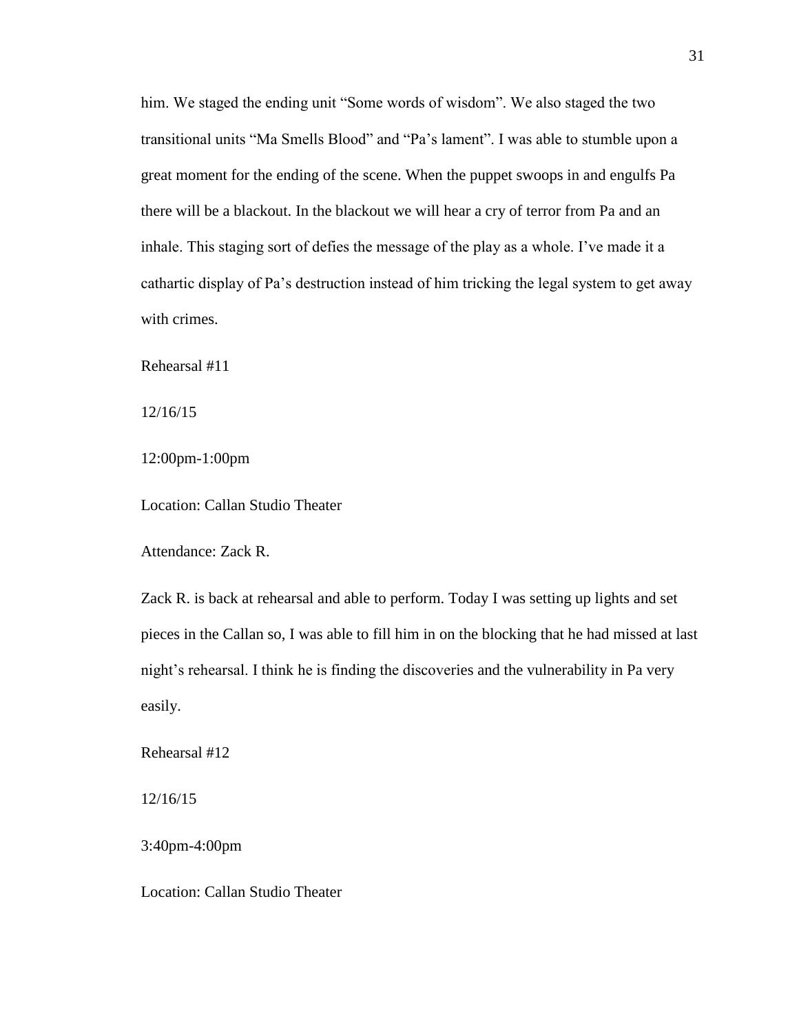him. We staged the ending unit "Some words of wisdom". We also staged the two transitional units "Ma Smells Blood" and "Pa's lament". I was able to stumble upon a great moment for the ending of the scene. When the puppet swoops in and engulfs Pa there will be a blackout. In the blackout we will hear a cry of terror from Pa and an inhale. This staging sort of defies the message of the play as a whole. I've made it a cathartic display of Pa's destruction instead of him tricking the legal system to get away with crimes.

Rehearsal #11

12/16/15

12:00pm-1:00pm

Location: Callan Studio Theater

Attendance: Zack R.

Zack R. is back at rehearsal and able to perform. Today I was setting up lights and set pieces in the Callan so, I was able to fill him in on the blocking that he had missed at last night's rehearsal. I think he is finding the discoveries and the vulnerability in Pa very easily.

Rehearsal #12

12/16/15

3:40pm-4:00pm

Location: Callan Studio Theater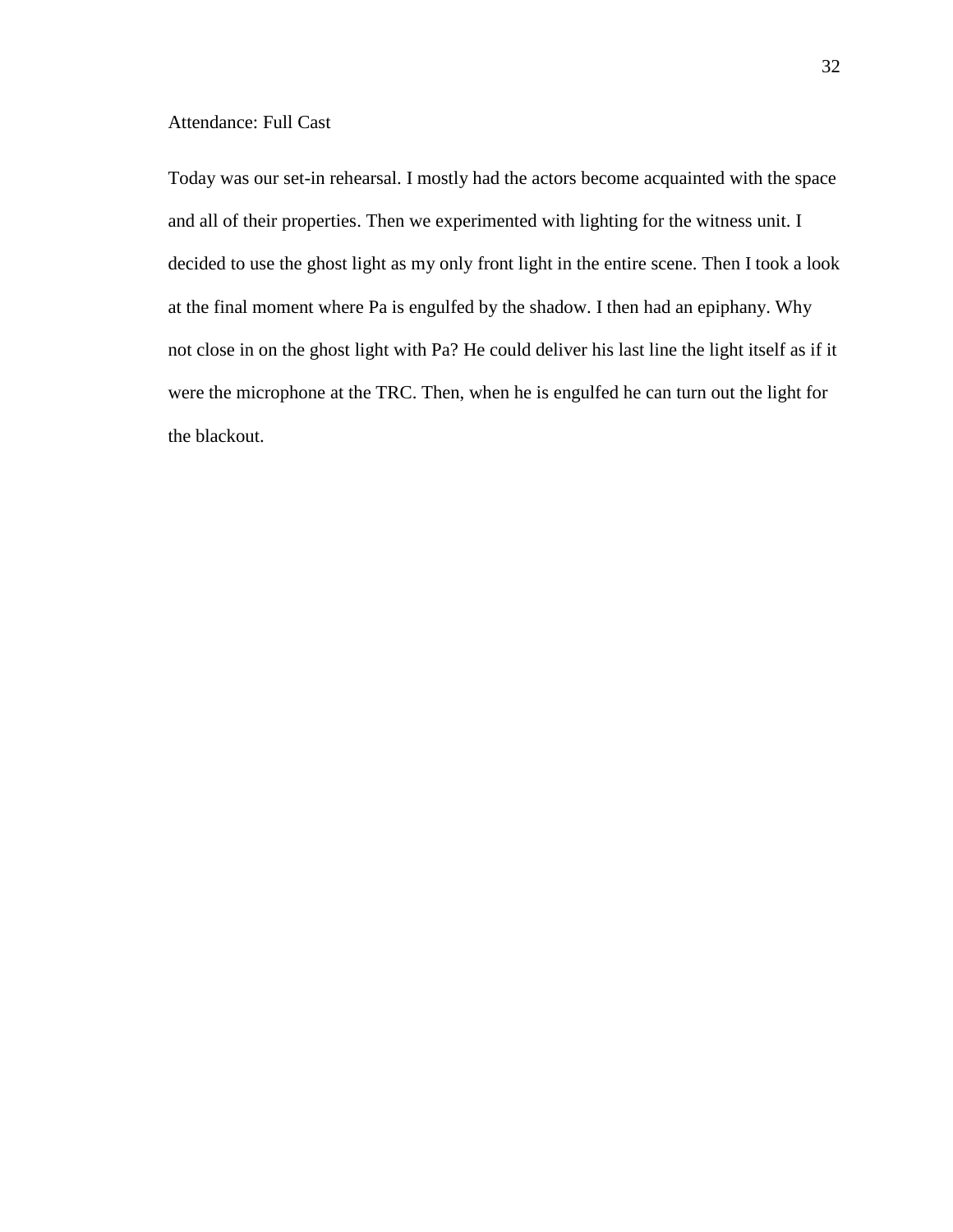Attendance: Full Cast

Today was our set-in rehearsal. I mostly had the actors become acquainted with the space and all of their properties. Then we experimented with lighting for the witness unit. I decided to use the ghost light as my only front light in the entire scene. Then I took a look at the final moment where Pa is engulfed by the shadow. I then had an epiphany. Why not close in on the ghost light with Pa? He could deliver his last line the light itself as if it were the microphone at the TRC. Then, when he is engulfed he can turn out the light for the blackout.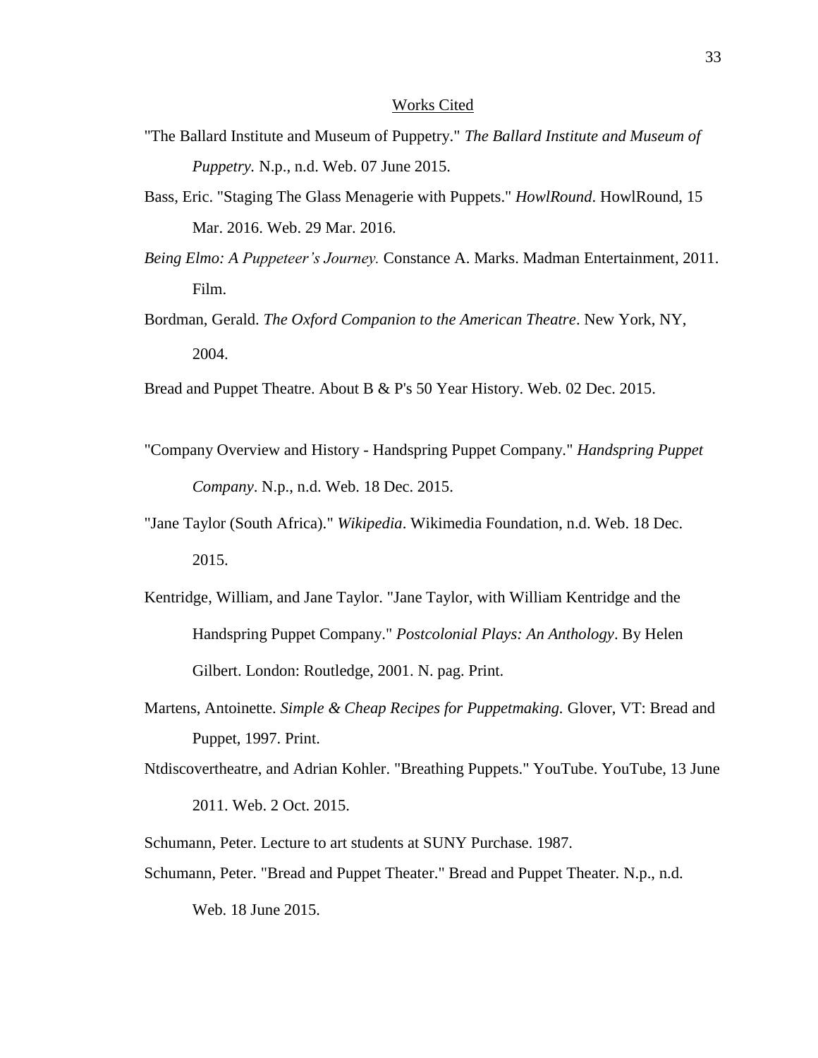## Works Cited

"The Ballard Institute and Museum of Puppetry." *The Ballard Institute and Museum of Puppetry.* N.p., n.d. Web. 07 June 2015.

Bass, Eric. "Staging The Glass Menagerie with Puppets." *HowlRound*. HowlRound, 15 Mar. 2016. Web. 29 Mar. 2016.

*Being Elmo: A Puppeteer's Journey.* Constance A. Marks. Madman Entertainment, 2011. Film.

Bordman, Gerald. *The Oxford Companion to the American Theatre*. New York, NY, 2004.

Bread and Puppet Theatre. About B & P's 50 Year History. Web. 02 Dec. 2015.

"Company Overview and History - Handspring Puppet Company." *Handspring Puppet Company*. N.p., n.d. Web. 18 Dec. 2015.

"Jane Taylor (South Africa)." *Wikipedia*. Wikimedia Foundation, n.d. Web. 18 Dec. 2015.

Kentridge, William, and Jane Taylor. "Jane Taylor, with William Kentridge and the Handspring Puppet Company." *Postcolonial Plays: An Anthology*. By Helen Gilbert. London: Routledge, 2001. N. pag. Print.

Martens, Antoinette. *Simple & Cheap Recipes for Puppetmaking.* Glover, VT: Bread and Puppet, 1997. Print.

Ntdiscovertheatre, and Adrian Kohler. "Breathing Puppets." YouTube. YouTube, 13 June 2011. Web. 2 Oct. 2015.

Schumann, Peter. Lecture to art students at SUNY Purchase. 1987.

Schumann, Peter. "Bread and Puppet Theater." Bread and Puppet Theater. N.p., n.d. Web. 18 June 2015.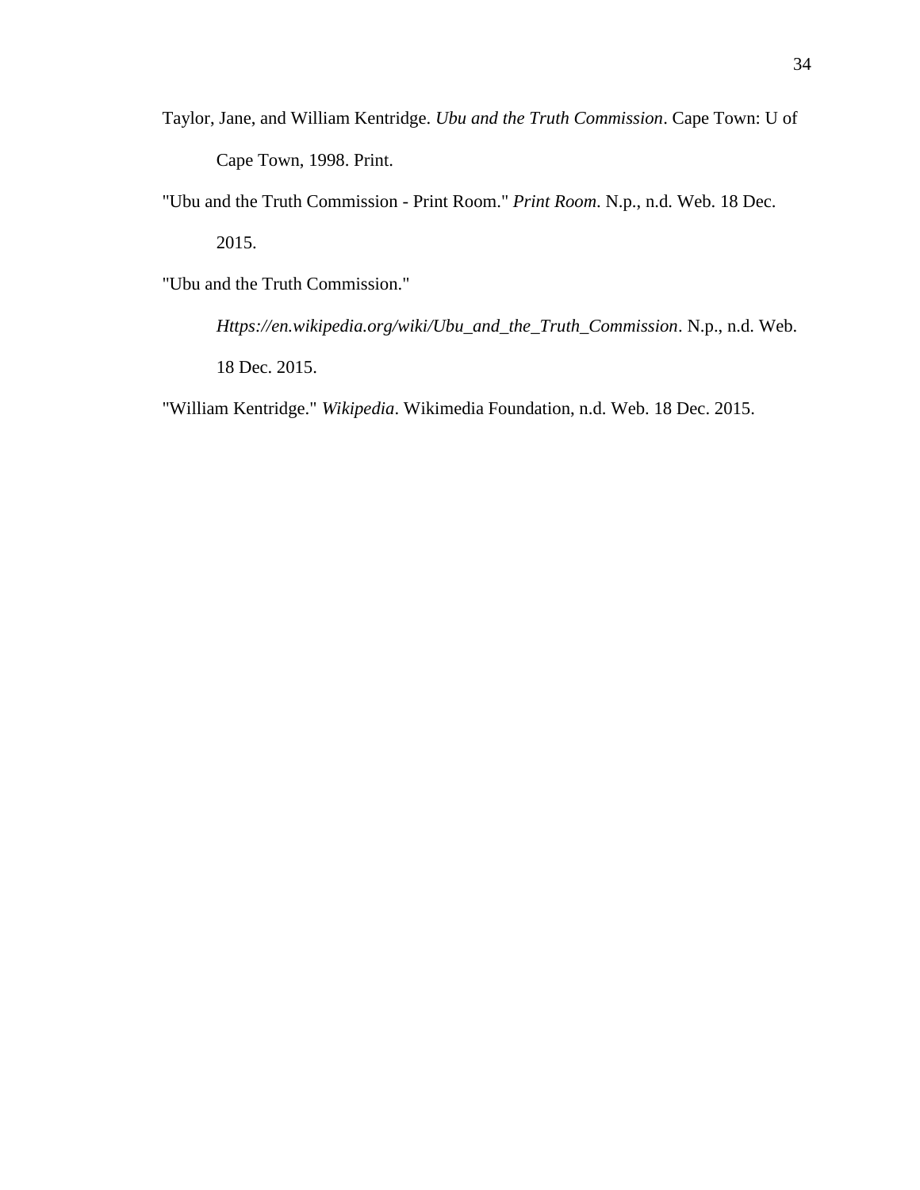Taylor, Jane, and William Kentridge. *Ubu and the Truth Commission*. Cape Town: U of Cape Town, 1998. Print.

"Ubu and the Truth Commission - Print Room." *Print Room*. N.p., n.d. Web. 18 Dec. 2015.

"Ubu and the Truth Commission." *Https://en.wikipedia.org/wiki/Ubu_and_the_Truth_Commission*. N.p., n.d. Web. 18 Dec. 2015.

"William Kentridge." *Wikipedia*. Wikimedia Foundation, n.d. Web. 18 Dec. 2015.